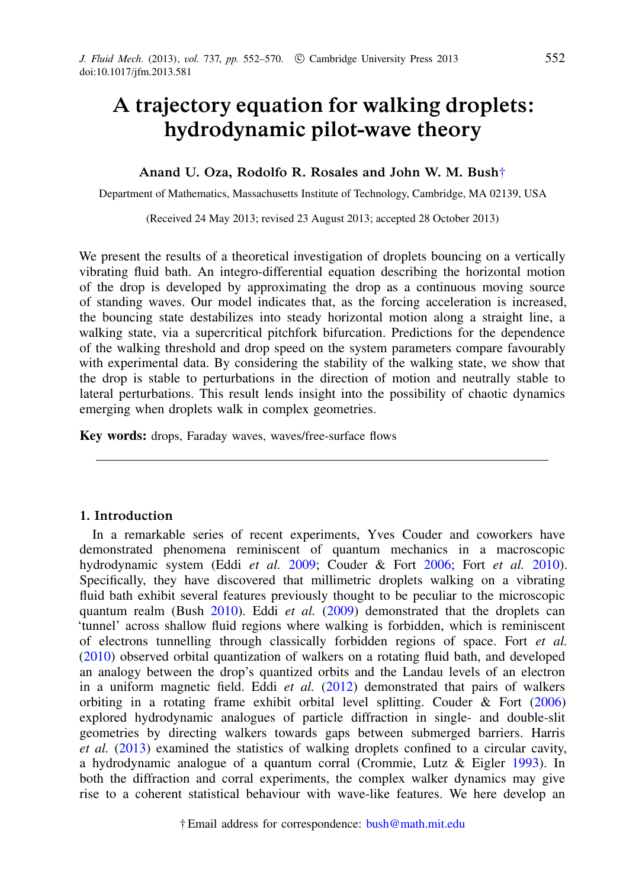# A trajectory equation for walking droplets: hydrodynamic pilot-wave theory

**Anand U. Oza, Rodolfo R. Rosales and John W. M. Bush†**

Department of Mathematics, Massachusetts Institute of Technology, Cambridge, MA 02139, USA

(Received 24 May 2013; revised 23 August 2013; accepted 28 October 2013)

We present the results of a theoretical investigation of droplets bouncing on a vertically vibrating fluid bath. An integro-differential equation describing the horizontal motion of the drop is developed by approximating the drop as a continuous moving source of standing waves. Our model indicates that, as the forcing acceleration is increased, the bouncing state destabilizes into steady horizontal motion along a straight line, a walking state, via a supercritical pitchfork bifurcation. Predictions for the dependence of the walking threshold and drop speed on the system parameters compare favourably with experimental data. By considering the stability of the walking state, we show that the drop is stable to perturbations in the direction of motion and neutrally stable to lateral perturbations. This result lends insight into the possibility of chaotic dynamics emerging when droplets walk in complex geometries.

**Key words:** drops, Faraday waves, waves/free-surface flows

## 1. Introduction

In a remarkable series of recent experiments, Yves Couder and coworkers have demonstrated phenomena reminiscent of quantum mechanics in a macroscopic hydrodynamic system (Eddi *et al.* 2009; Couder & Fort 2006; Fort *et al.* 2010). Specifically, they have discovered that millimetric droplets walking on a vibrating fluid bath exhibit several features previously thought to be peculiar to the microscopic quantum realm (Bush 2010). Eddi *et al.* (2009) demonstrated that the droplets can 'tunnel' across shallow fluid regions where walking is forbidden, which is reminiscent of electrons tunnelling through classically forbidden regions of space. Fort *et al.* (2010) observed orbital quantization of walkers on a rotating fluid bath, and developed an analogy between the drop's quantized orbits and the Landau levels of an electron in a uniform magnetic field. Eddi *et al.* (2012) demonstrated that pairs of walkers orbiting in a rotating frame exhibit orbital level splitting. Couder & Fort (2006) explored hydrodynamic analogues of particle diffraction in single- and double-slit geometries by directing walkers towards gaps between submerged barriers. Harris *et al.* (2013) examined the statistics of walking droplets confined to a circular cavity, a hydrodynamic analogue of a quantum corral (Crommie, Lutz & Eigler 1993). In both the diffraction and corral experiments, the complex walker dynamics may give rise to a coherent statistical behaviour with wave-like features. We here develop an

† Email address for correspondence: bush@math.mit.edu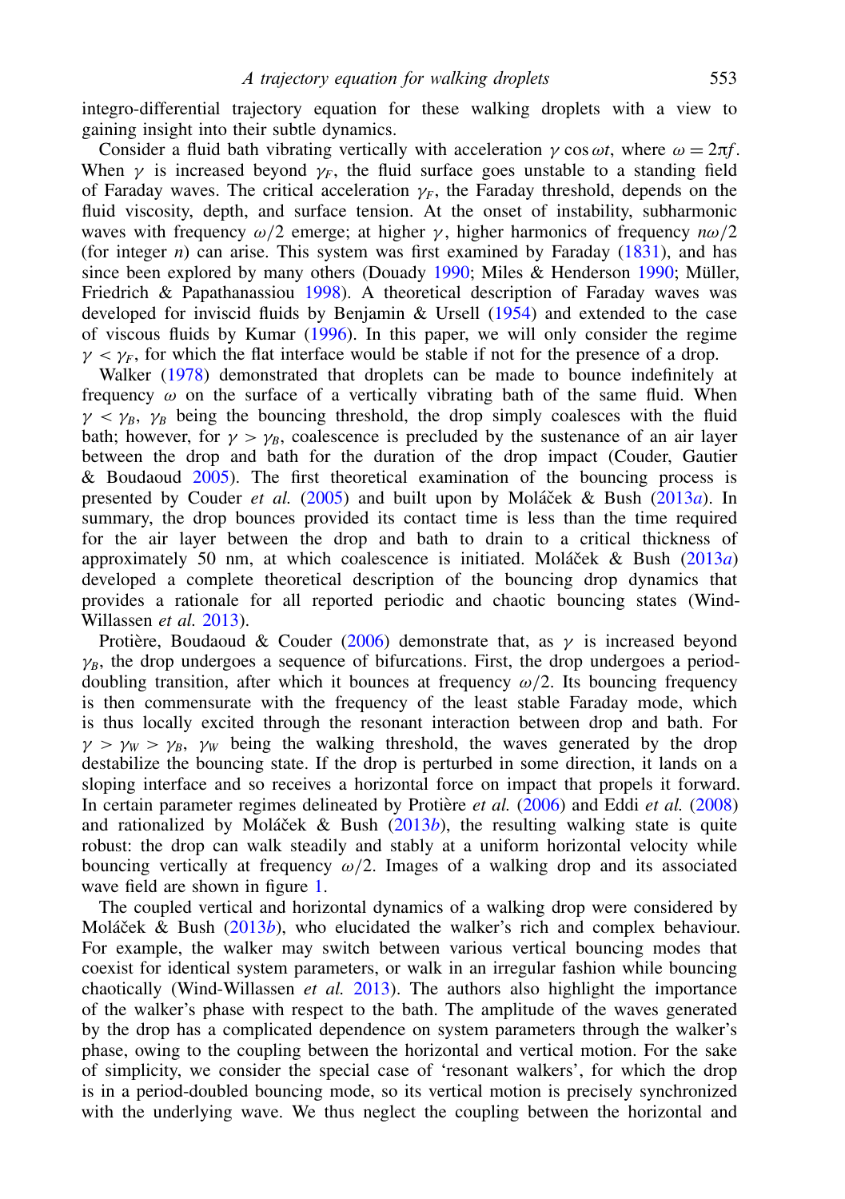integro-differential trajectory equation for these walking droplets with a view to gaining insight into their subtle dynamics.

Consider a fluid bath vibrating vertically with acceleration $\gamma \cos \omega t$, where $\omega = 2\pi f$. When $\gamma$ is increased beyond $\gamma_F$, the fluid surface goes unstable to a standing field of Faraday waves. The critical acceleration $\gamma_F$, the Faraday threshold, depends on the fluid viscosity, depth, and surface tension. At the onset of instability, subharmonic waves with frequency $\omega/2$ emerge; at higher $\gamma$, higher harmonics of frequency $n\omega/2$ (for integer $n$) can arise. This system was first examined by Faraday (1831), and has since been explored by many others (Douady 1990; Miles & Henderson 1990; Müller, Friedrich & Papathanassiou 1998). A theoretical description of Faraday waves was developed for inviscid fluids by Benjamin & Ursell (1954) and extended to the case of viscous fluids by Kumar (1996). In this paper, we will only consider the regime $\gamma < \gamma_F$, for which the flat interface would be stable if not for the presence of a drop.

Walker (1978) demonstrated that droplets can be made to bounce indefinitely at frequency $\omega$ on the surface of a vertically vibrating bath of the same fluid. When $\gamma < \gamma_B$, $\gamma_B$ being the bouncing threshold, the drop simply coalesces with the fluid bath; however, for $\gamma > \gamma_B$, coalescence is precluded by the sustenance of an air layer between the drop and bath for the duration of the drop impact (Couder, Gautier & Boudaoud 2005). The first theoretical examination of the bouncing process is presented by Couder *et al.* (2005) and built upon by Moláček & Bush (2013*a*). In summary, the drop bounces provided its contact time is less than the time required for the air layer between the drop and bath to drain to a critical thickness of approximately 50 nm, at which coalescence is initiated. Moláček & Bush (2013*a*) developed a complete theoretical description of the bouncing drop dynamics that provides a rationale for all reported periodic and chaotic bouncing states (Wind-Willassen *et al.* 2013).

Protière, Boudaoud & Couder (2006) demonstrate that, as $\gamma$ is increased beyond $\gamma_B$, the drop undergoes a sequence of bifurcations. First, the drop undergoes a period-doubling transition, after which it bounces at frequency $\omega/2$. Its bouncing frequency is then commensurate with the frequency of the least stable Faraday mode, which is thus locally excited through the resonant interaction between drop and bath. For $\gamma > \gamma_W > \gamma_B$, $\gamma_W$ being the walking threshold, the waves generated by the drop destabilize the bouncing state. If the drop is perturbed in some direction, it lands on a sloping interface and so receives a horizontal force on impact that propels it forward. In certain parameter regimes delineated by Protière *et al.* (2006) and Eddi *et al.* (2008) and rationalized by Moláček & Bush (2013*b*), the resulting walking state is quite robust: the drop can walk steadily and stably at a uniform horizontal velocity while bouncing vertically at frequency $\omega/2$. Images of a walking drop and its associated wave field are shown in figure 1.

The coupled vertical and horizontal dynamics of a walking drop were considered by Moláček & Bush (2013*b*), who elucidated the walker's rich and complex behaviour. For example, the walker may switch between various vertical bouncing modes that coexist for identical system parameters, or walk in an irregular fashion while bouncing chaotically (Wind-Willassen *et al.* 2013). The authors also highlight the importance of the walker's phase with respect to the bath. The amplitude of the waves generated by the drop has a complicated dependence on system parameters through the walker's phase, owing to the coupling between the horizontal and vertical motion. For the sake of simplicity, we consider the special case of 'resonant walkers', for which the drop is in a period-doubled bouncing mode, so its vertical motion is precisely synchronized with the underlying wave. We thus neglect the coupling between the horizontal and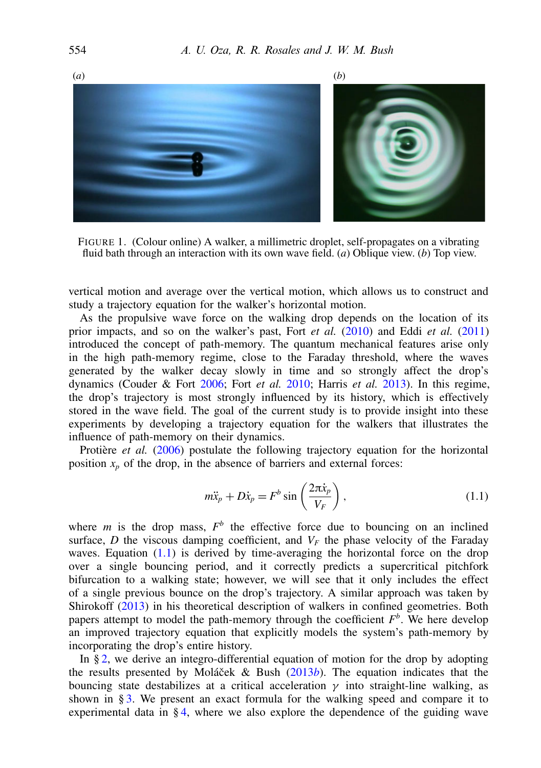FIGURE 1. (Colour online) A walker, a millimetric droplet, self-propagates on a vibrating fluid bath through an interaction with its own wave field. (*a*) Oblique view. (*b*) Top view.

vertical motion and average over the vertical motion, which allows us to construct and study a trajectory equation for the walker's horizontal motion.

As the propulsive wave force on the walking drop depends on the location of its prior impacts, and so on the walker's past, Fort *et al.* (2010) and Eddi *et al.* (2011) introduced the concept of path-memory. The quantum mechanical features arise only in the high path-memory regime, close to the Faraday threshold, where the waves generated by the walker decay slowly in time and so strongly affect the drop's dynamics (Couder & Fort 2006; Fort *et al.* 2010; Harris *et al.* 2013). In this regime, the drop's trajectory is most strongly influenced by its history, which is effectively stored in the wave field. The goal of the current study is to provide insight into these experiments by developing a trajectory equation for the walkers that illustrates the influence of path-memory on their dynamics.

Protière *et al.* (2006) postulate the following trajectory equation for the horizontal position $x_p$ of the drop, in the absence of barriers and external forces:

$$m\ddot{x}_p + D\dot{x}_p = F^b \sin\left(\frac{2\pi\dot{x}_p}{V_F}\right), \tag{1.1}$$

where $m$ is the drop mass, $F^b$ the effective force due to bouncing on an inclined surface, $D$ the viscous damping coefficient, and $V_F$ the phase velocity of the Faraday waves. Equation (1.1) is derived by time-averaging the horizontal force on the drop over a single bouncing period, and it correctly predicts a supercritical pitchfork bifurcation to a walking state; however, we will see that it only includes the effect of a single previous bounce on the drop's trajectory. A similar approach was taken by Shirokoff (2013) in his theoretical description of walkers in confined geometries. Both papers attempt to model the path-memory through the coefficient $F^b$. We here develop an improved trajectory equation that explicitly models the system's path-memory by incorporating the drop's entire history.

In § 2, we derive an integro-differential equation of motion for the drop by adopting the results presented by Moláček & Bush (2013*b*). The equation indicates that the bouncing state destabilizes at a critical acceleration $\gamma$ into straight-line walking, as shown in § 3. We present an exact formula for the walking speed and compare it to experimental data in § 4, where we also explore the dependence of the guiding wave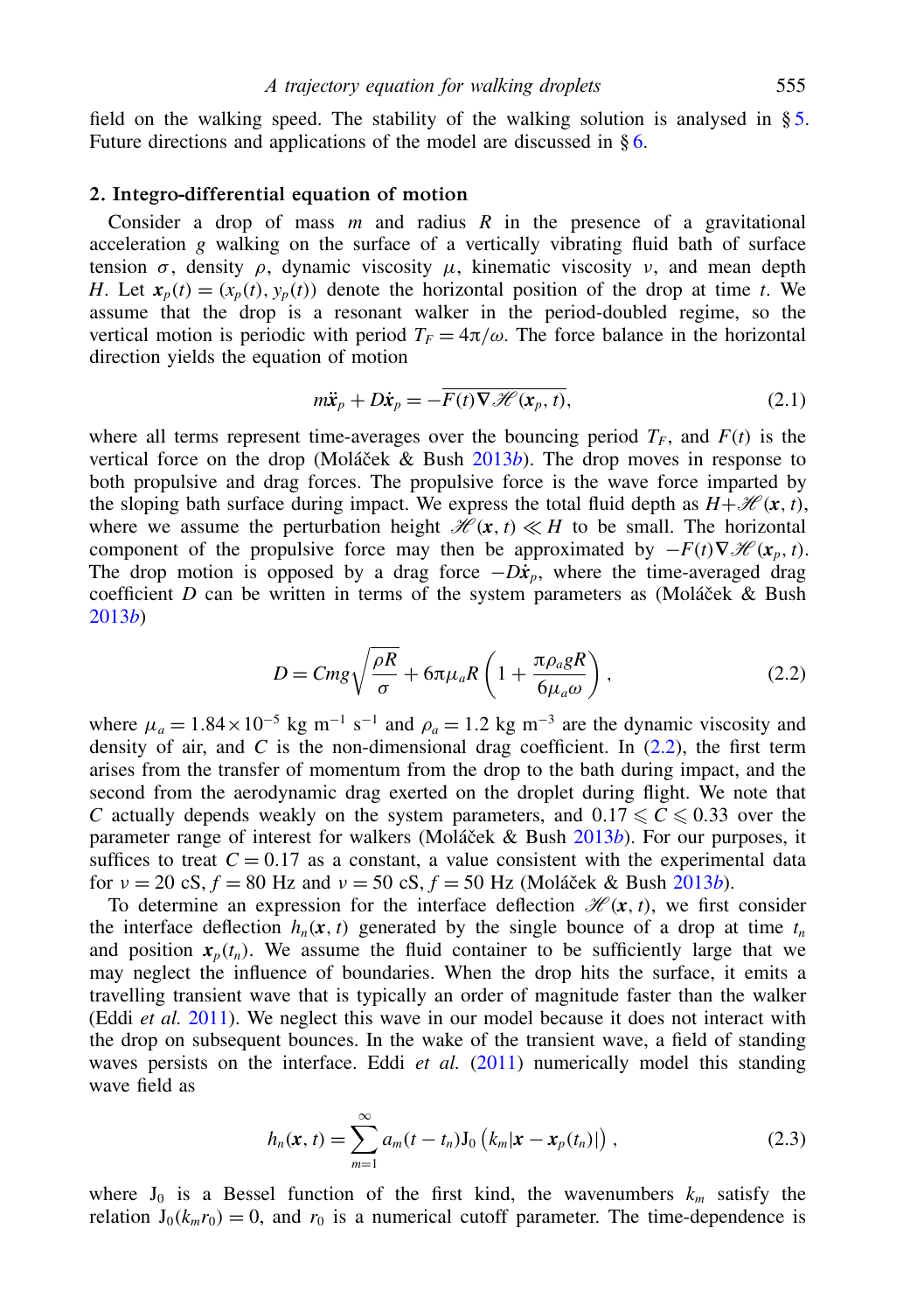field on the walking speed. The stability of the walking solution is analysed in § 5. Future directions and applications of the model are discussed in § 6.

## 2. Integro-differential equation of motion

Consider a drop of mass $m$ and radius $R$ in the presence of a gravitational acceleration $g$ walking on the surface of a vertically vibrating fluid bath of surface tension $\sigma$, density $\rho$, dynamic viscosity $\mu$, kinematic viscosity $\nu$, and mean depth $H$. Let $\boldsymbol{x}_p(t) = (x_p(t), y_p(t))$ denote the horizontal position of the drop at time $t$. We assume that the drop is a resonant walker in the period-doubled regime, so the vertical motion is periodic with period $T_F = 4\pi/\omega$. The force balance in the horizontal direction yields the equation of motion

$$m\ddot{\boldsymbol{x}}_p + D\dot{\boldsymbol{x}}_p = -\overline{F(t)\nabla\mathscr{H}(\boldsymbol{x}_p, t)}, \tag{2.1}$$

where all terms represent time-averages over the bouncing period $T_F$, and $F(t)$ is the vertical force on the drop (Moláček & Bush 2013*b*). The drop moves in response to both propulsive and drag forces. The propulsive force is the wave force imparted by the sloping bath surface during impact. We express the total fluid depth as $H+\mathscr{H}(\boldsymbol{x}, t)$, where we assume the perturbation height $\mathscr{H}(\boldsymbol{x}, t) \ll H$ to be small. The horizontal component of the propulsive force may then be approximated by $-F(t)\nabla\mathscr{H}(\boldsymbol{x}_p, t)$. The drop motion is opposed by a drag force $-D\dot{\boldsymbol{x}}_p$, where the time-averaged drag coefficient $D$ can be written in terms of the system parameters as (Moláček & Bush 2013*b*)

$$D = Cmg\sqrt{\frac{\rho R}{\sigma}} + 6\pi\mu_a R\left(1 + \frac{\pi\rho_a g R}{6\mu_a\omega}\right), \tag{2.2}$$

where $\mu_a = 1.84\times10^{-5}$ kg m$^{-1}$ s$^{-1}$ and $\rho_a = 1.2$ kg m$^{-3}$ are the dynamic viscosity and density of air, and $C$ is the non-dimensional drag coefficient. In (2.2), the first term arises from the transfer of momentum from the drop to the bath during impact, and the second from the aerodynamic drag exerted on the droplet during flight. We note that $C$ actually depends weakly on the system parameters, and $0.17 \leqslant C \leqslant 0.33$ over the parameter range of interest for walkers (Moláček & Bush 2013*b*). For our purposes, it suffices to treat $C = 0.17$ as a constant, a value consistent with the experimental data for $\nu = 20$ cS, $f = 80$ Hz and $\nu = 50$ cS, $f = 50$ Hz (Moláček & Bush 2013*b*).

To determine an expression for the interface deflection $\mathscr{H}(\boldsymbol{x}, t)$, we first consider the interface deflection $h_n(\boldsymbol{x}, t)$ generated by the single bounce of a drop at time $t_n$ and position $\boldsymbol{x}_p(t_n)$. We assume the fluid container to be sufficiently large that we may neglect the influence of boundaries. When the drop hits the surface, it emits a travelling transient wave that is typically an order of magnitude faster than the walker (Eddi *et al.* 2011). We neglect this wave in our model because it does not interact with the drop on subsequent bounces. In the wake of the transient wave, a field of standing waves persists on the interface. Eddi *et al.* (2011) numerically model this standing wave field as

$$h_n(\boldsymbol{x}, t) = \sum_{m=1}^{\infty} a_m(t - t_n)\mathrm{J}_0\left(k_m|\boldsymbol{x} - \boldsymbol{x}_p(t_n)|\right), \tag{2.3}$$

where $\mathrm{J}_0$ is a Bessel function of the first kind, the wavenumbers $k_m$ satisfy the relation $\mathrm{J}_0(k_m r_0) = 0$, and $r_0$ is a numerical cutoff parameter. The time-dependence is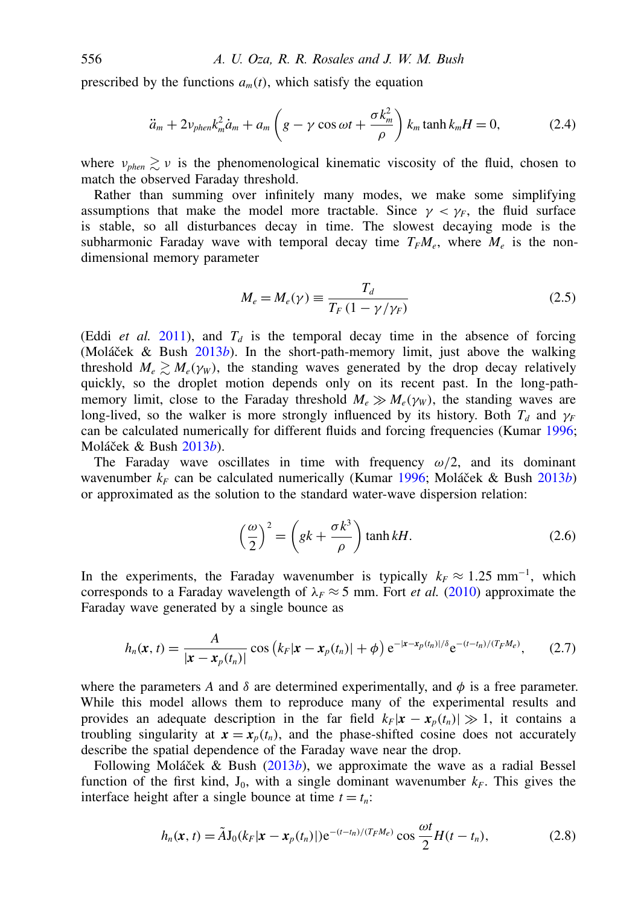prescribed by the functions $a_m(t)$, which satisfy the equation

$$\ddot{a}_m + 2\nu_{phen} k_m^2 \dot{a}_m + a_m \left( g - \gamma \cos \omega t + \frac{\sigma k_m^2}{\rho} \right) k_m \tanh k_m H = 0, \tag{2.4}$$

where $\nu_{phen} \gtrsim \nu$ is the phenomenological kinematic viscosity of the fluid, chosen to match the observed Faraday threshold.

Rather than summing over infinitely many modes, we make some simplifying assumptions that make the model more tractable. Since $\gamma < \gamma_F$, the fluid surface is stable, so all disturbances decay in time. The slowest decaying mode is the subharmonic Faraday wave with temporal decay time $T_F M_e$, where $M_e$ is the non-dimensional memory parameter

$$M_e = M_e(\gamma) \equiv \frac{T_d}{T_F \left(1 - \gamma/\gamma_F\right)} \tag{2.5}$$

(Eddi *et al.* 2011), and $T_d$ is the temporal decay time in the absence of forcing (Moláček & Bush 2013*b*). In the short-path-memory limit, just above the walking threshold $M_e \gtrsim M_e(\gamma_W)$, the standing waves generated by the drop decay relatively quickly, so the droplet motion depends only on its recent past. In the long-path-memory limit, close to the Faraday threshold $M_e \gg M_e(\gamma_W)$, the standing waves are long-lived, so the walker is more strongly influenced by its history. Both $T_d$ and $\gamma_F$ can be calculated numerically for different fluids and forcing frequencies (Kumar 1996; Moláček & Bush 2013*b*).

The Faraday wave oscillates in time with frequency $\omega/2$, and its dominant wavenumber $k_F$ can be calculated numerically (Kumar 1996; Moláček & Bush 2013*b*) or approximated as the solution to the standard water-wave dispersion relation:

$$\left(\frac{\omega}{2}\right)^2 = \left(gk + \frac{\sigma k^3}{\rho}\right) \tanh kH. \tag{2.6}$$

In the experiments, the Faraday wavenumber is typically $k_F \approx 1.25\ \text{mm}^{-1}$, which corresponds to a Faraday wavelength of $\lambda_F \approx 5$ mm. Fort *et al.* (2010) approximate the Faraday wave generated by a single bounce as

$$h_n(\boldsymbol{x}, t) = \frac{A}{|\boldsymbol{x} - \boldsymbol{x}_p(t_n)|} \cos\left(k_F |\boldsymbol{x} - \boldsymbol{x}_p(t_n)| + \phi\right) \mathrm{e}^{-|\boldsymbol{x} - \boldsymbol{x}_p(t_n)|/\delta} \mathrm{e}^{-(t-t_n)/(T_F M_e)}, \tag{2.7}$$

where the parameters $A$ and $\delta$ are determined experimentally, and $\phi$ is a free parameter. While this model allows them to reproduce many of the experimental results and provides an adequate description in the far field $k_F|\boldsymbol{x} - \boldsymbol{x}_p(t_n)| \gg 1$, it contains a troubling singularity at $\boldsymbol{x} = \boldsymbol{x}_p(t_n)$, and the phase-shifted cosine does not accurately describe the spatial dependence of the Faraday wave near the drop.

Following Moláček & Bush (2013*b*), we approximate the wave as a radial Bessel function of the first kind, $\mathrm{J}_0$, with a single dominant wavenumber $k_F$. This gives the interface height after a single bounce at time $t = t_n$:

$$h_n(\boldsymbol{x}, t) = \tilde{A} \mathrm{J}_0(k_F |\boldsymbol{x} - \boldsymbol{x}_p(t_n)|) \mathrm{e}^{-(t-t_n)/(T_F M_e)} \cos \frac{\omega t}{2} H(t - t_n), \tag{2.8}$$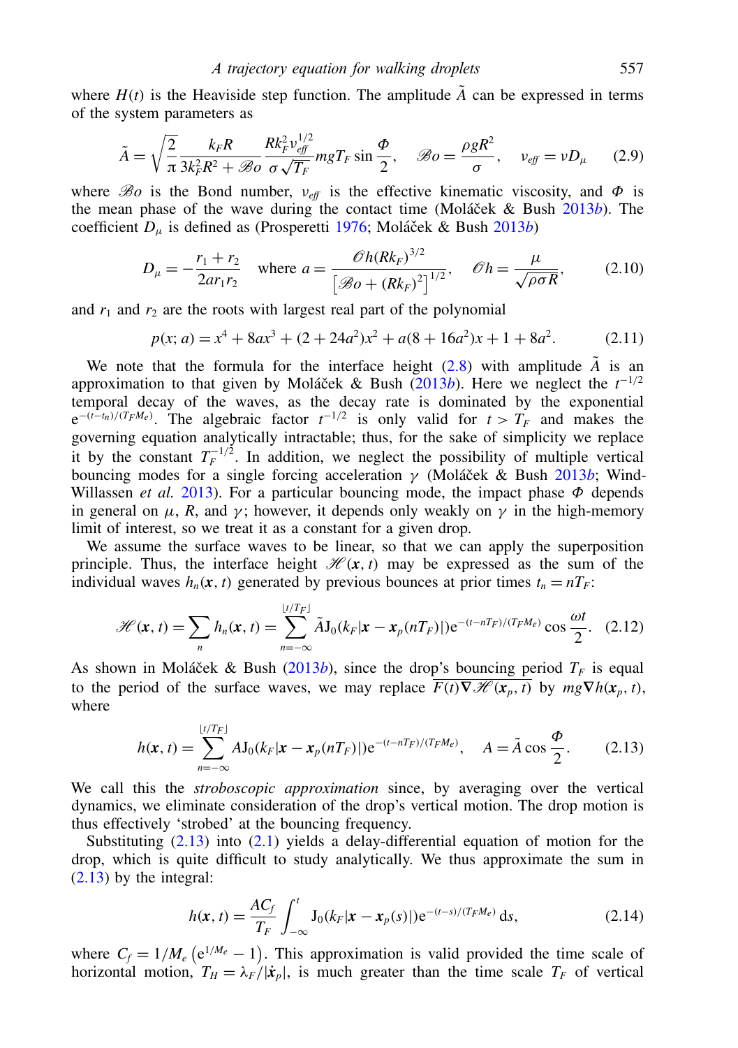where $H(t)$ is the Heaviside step function. The amplitude $\tilde{A}$ can be expressed in terms of the system parameters as

$$\tilde{A} = \sqrt{\frac{2}{\pi}} \frac{k_F R}{3k_F^2 R^2 + \mathscr{B}o} \frac{R k_F^2 \nu_{eff}^{1/2}}{\sigma \sqrt{T_F}} mgT_F \sin \frac{\Phi}{2}, \quad \mathscr{B}o = \frac{\rho g R^2}{\sigma}, \quad \nu_{eff} = \nu D_\mu \tag{2.9}$$

where $\mathscr{B}o$ is the Bond number, $\nu_{eff}$ is the effective kinematic viscosity, and $\Phi$ is the mean phase of the wave during the contact time (Moláček & Bush 2013*b*). The coefficient $D_\mu$ is defined as (Prosperetti 1976; Moláček & Bush 2013*b*)

$$D_\mu = -\frac{r_1 + r_2}{2ar_1 r_2} \quad \text{where } a = \frac{\mathscr{O}h (Rk_F)^{3/2}}{\left[\mathscr{B}o + (Rk_F)^2\right]^{1/2}}, \quad \mathscr{O}h = \frac{\mu}{\sqrt{\rho\sigma R}}, \tag{2.10}$$

and $r_1$ and $r_2$ are the roots with largest real part of the polynomial

$$p(x; a) = x^4 + 8ax^3 + (2 + 24a^2)x^2 + a(8 + 16a^2)x + 1 + 8a^2. \tag{2.11}$$

We note that the formula for the interface height (2.8) with amplitude $\tilde{A}$ is an approximation to that given by Moláček & Bush (2013*b*). Here we neglect the $t^{-1/2}$ temporal decay of the waves, as the decay rate is dominated by the exponential $\mathrm{e}^{-(t-t_n)/(T_F M_e)}$. The algebraic factor $t^{-1/2}$ is only valid for $t > T_F$ and makes the governing equation analytically intractable; thus, for the sake of simplicity we replace it by the constant $T_F^{-1/2}$. In addition, we neglect the possibility of multiple vertical bouncing modes for a single forcing acceleration $\gamma$ (Moláček & Bush 2013*b*; Wind-Willassen *et al.* 2013). For a particular bouncing mode, the impact phase $\Phi$ depends in general on $\mu$, $R$, and $\gamma$; however, it depends only weakly on $\gamma$ in the high-memory limit of interest, so we treat it as a constant for a given drop.

We assume the surface waves to be linear, so that we can apply the superposition principle. Thus, the interface height $\mathscr{H}(\boldsymbol{x}, t)$ may be expressed as the sum of the individual waves $h_n(\boldsymbol{x}, t)$ generated by previous bounces at prior times $t_n = nT_F$:

$$\mathscr{H}(\boldsymbol{x}, t) = \sum_n h_n(\boldsymbol{x}, t) = \sum_{n=-\infty}^{\lfloor t/T_F \rfloor} \tilde{A} \mathrm{J}_0(k_F |\boldsymbol{x} - \boldsymbol{x}_p(nT_F)|) \mathrm{e}^{-(t-nT_F)/(T_F M_e)} \cos \frac{\omega t}{2}. \tag{2.12}$$

As shown in Moláček & Bush (2013*b*), since the drop's bouncing period $T_F$ is equal to the period of the surface waves, we may replace $\overline{F(t)\nabla\mathscr{H}(\boldsymbol{x}_p, t)}$ by $mg\nabla h(\boldsymbol{x}_p, t)$, where

$$h(\boldsymbol{x}, t) = \sum_{n=-\infty}^{\lfloor t/T_F \rfloor} A \mathrm{J}_0(k_F |\boldsymbol{x} - \boldsymbol{x}_p(nT_F)|) \mathrm{e}^{-(t-nT_F)/(T_F M_e)}, \quad A = \tilde{A} \cos \frac{\Phi}{2}. \tag{2.13}$$

We call this the *stroboscopic approximation* since, by averaging over the vertical dynamics, we eliminate consideration of the drop's vertical motion. The drop motion is thus effectively 'strobed' at the bouncing frequency.

Substituting (2.13) into (2.1) yields a delay-differential equation of motion for the drop, which is quite difficult to study analytically. We thus approximate the sum in (2.13) by the integral:

$$h(\boldsymbol{x}, t) = \frac{AC_f}{T_F} \int_{-\infty}^{t} \mathrm{J}_0(k_F |\boldsymbol{x} - \boldsymbol{x}_p(s)|) \mathrm{e}^{-(t-s)/(T_F M_e)} \, \mathrm{d}s, \tag{2.14}$$

where $C_f = 1/M_e \left(\mathrm{e}^{1/M_e} - 1\right)$. This approximation is valid provided the time scale of horizontal motion, $T_H = \lambda_F / |\dot{\boldsymbol{x}}_p|$, is much greater than the time scale $T_F$ of vertical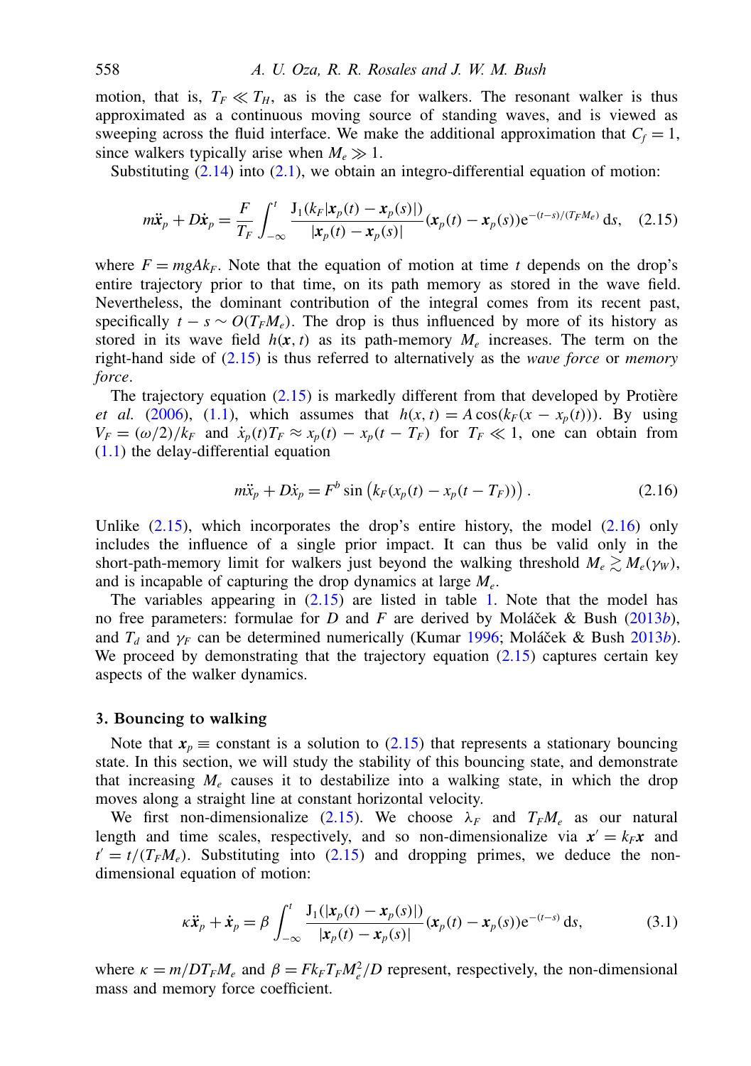motion, that is, $T_F \ll T_H$, as is the case for walkers. The resonant walker is thus approximated as a continuous moving source of standing waves, and is viewed as sweeping across the fluid interface. We make the additional approximation that $C_f = 1$, since walkers typically arise when $M_e \gg 1$.

Substituting (2.14) into (2.1), we obtain an integro-differential equation of motion:

$$m\ddot{\boldsymbol{x}}_p + D\dot{\boldsymbol{x}}_p = \frac{F}{T_F}\int_{-\infty}^{t} \frac{\mathrm{J}_1(k_F|\boldsymbol{x}_p(t)-\boldsymbol{x}_p(s)|)}{|\boldsymbol{x}_p(t)-\boldsymbol{x}_p(s)|}(\boldsymbol{x}_p(t)-\boldsymbol{x}_p(s))\mathrm{e}^{-(t-s)/(T_F M_e)}\,\mathrm{d}s, \quad (2.15)$$

where $F = mgAk_F$. Note that the equation of motion at time $t$ depends on the drop's entire trajectory prior to that time, on its path memory as stored in the wave field. Nevertheless, the dominant contribution of the integral comes from its recent past, specifically $t - s \sim O(T_F M_e)$. The drop is thus influenced by more of its history as stored in its wave field $h(\boldsymbol{x}, t)$ as its path-memory $M_e$ increases. The term on the right-hand side of (2.15) is thus referred to alternatively as the *wave force* or *memory force*.

The trajectory equation (2.15) is markedly different from that developed by Protière *et al.* (2006), (1.1), which assumes that $h(x, t) = A\cos(k_F(x - x_p(t)))$. By using $V_F = (\omega/2)/k_F$ and $\dot{x}_p(t)T_F \approx x_p(t) - x_p(t - T_F)$ for $T_F \ll 1$, one can obtain from (1.1) the delay-differential equation

$$m\ddot{x}_p + D\dot{x}_p = F^b \sin\left(k_F(x_p(t) - x_p(t - T_F))\right). \quad (2.16)$$

Unlike (2.15), which incorporates the drop's entire history, the model (2.16) only includes the influence of a single prior impact. It can thus be valid only in the short-path-memory limit for walkers just beyond the walking threshold $M_e \gtrsim M_e(\gamma_W)$, and is incapable of capturing the drop dynamics at large $M_e$.

The variables appearing in (2.15) are listed in table 1. Note that the model has no free parameters: formulae for $D$ and $F$ are derived by Moláček & Bush (2013*b*), and $T_d$ and $\gamma_F$ can be determined numerically (Kumar 1996; Moláček & Bush 2013*b*). We proceed by demonstrating that the trajectory equation (2.15) captures certain key aspects of the walker dynamics.

## 3. Bouncing to walking

Note that $\boldsymbol{x}_p \equiv$ constant is a solution to (2.15) that represents a stationary bouncing state. In this section, we will study the stability of this bouncing state, and demonstrate that increasing $M_e$ causes it to destabilize into a walking state, in which the drop moves along a straight line at constant horizontal velocity.

We first non-dimensionalize (2.15). We choose $\lambda_F$ and $T_F M_e$ as our natural length and time scales, respectively, and so non-dimensionalize via $\boldsymbol{x}' = k_F\boldsymbol{x}$ and $t' = t/(T_F M_e)$. Substituting into (2.15) and dropping primes, we deduce the non-dimensional equation of motion:

$$\kappa\ddot{\boldsymbol{x}}_p + \dot{\boldsymbol{x}}_p = \beta\int_{-\infty}^{t} \frac{\mathrm{J}_1(|\boldsymbol{x}_p(t)-\boldsymbol{x}_p(s)|)}{|\boldsymbol{x}_p(t)-\boldsymbol{x}_p(s)|}(\boldsymbol{x}_p(t)-\boldsymbol{x}_p(s))\mathrm{e}^{-(t-s)}\,\mathrm{d}s, \quad (3.1)$$

where $\kappa = m/DT_F M_e$ and $\beta = Fk_F T_F M_e^2/D$ represent, respectively, the non-dimensional mass and memory force coefficient.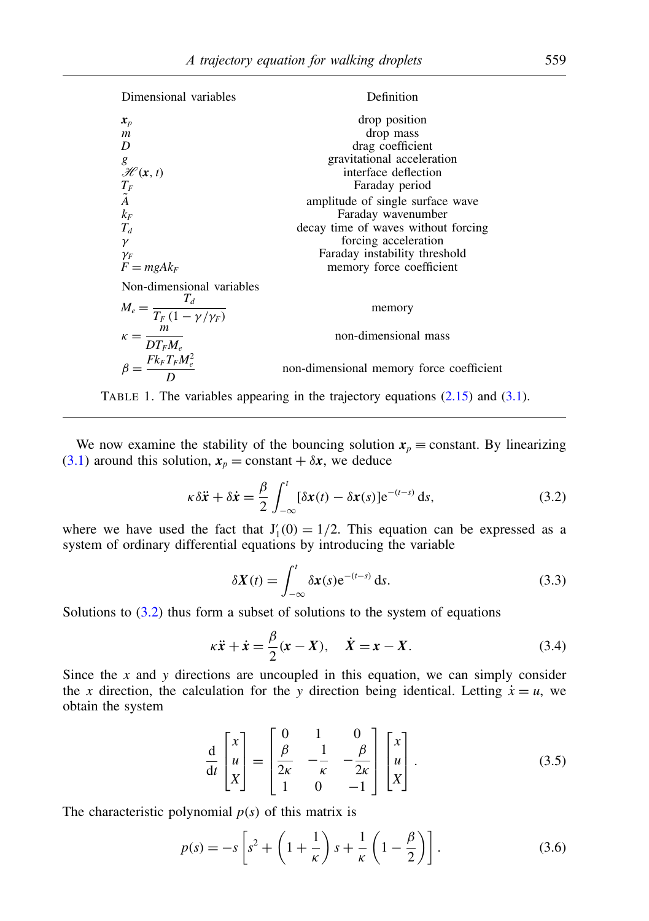| Dimensional variables | Definition |
|---|---|
| $\boldsymbol{x}_p$ | drop position |
| $m$ | drop mass |
| $D$ | drag coefficient |
| $g$ | gravitational acceleration |
| $\mathscr{H}(\boldsymbol{x}, t)$ | interface deflection |
| $T_F$ | Faraday period |
| $\tilde{A}$ | amplitude of single surface wave |
| $k_F$ | Faraday wavenumber |
| $T_d$ | decay time of waves without forcing |
| $\gamma$ | forcing acceleration |
| $\gamma_F$ | Faraday instability threshold |
| $F = mgAk_F$ | memory force coefficient |
| **Non-dimensional variables** | |
| $M_e = \dfrac{T_d}{T_F(1-\gamma/\gamma_F)}$ | memory |
| $\kappa = \dfrac{m}{DT_F M_e}$ | non-dimensional mass |
| $\beta = \dfrac{Fk_F T_F M_e^2}{D}$ | non-dimensional memory force coefficient |

TABLE 1. The variables appearing in the trajectory equations (2.15) and (3.1).

We now examine the stability of the bouncing solution $\boldsymbol{x}_p \equiv$ constant. By linearizing (3.1) around this solution, $\boldsymbol{x}_p = \text{constant} + \delta\boldsymbol{x}$, we deduce

$$\kappa\,\delta\ddot{\boldsymbol{x}} + \delta\dot{\boldsymbol{x}} = \frac{\beta}{2}\int_{-\infty}^{t} [\delta\boldsymbol{x}(t) - \delta\boldsymbol{x}(s)]\mathrm{e}^{-(t-s)}\,\mathrm{d}s, \tag{3.2}$$

where we have used the fact that $\mathrm{J}_1'(0) = 1/2$. This equation can be expressed as a system of ordinary differential equations by introducing the variable

$$\delta\boldsymbol{X}(t) = \int_{-\infty}^{t} \delta\boldsymbol{x}(s)\mathrm{e}^{-(t-s)}\,\mathrm{d}s. \tag{3.3}$$

Solutions to (3.2) thus form a subset of solutions to the system of equations

$$\kappa\ddot{\boldsymbol{x}} + \dot{\boldsymbol{x}} = \frac{\beta}{2}(\boldsymbol{x} - \boldsymbol{X}), \quad \dot{\boldsymbol{X}} = \boldsymbol{x} - \boldsymbol{X}. \tag{3.4}$$

Since the $x$ and $y$ directions are uncoupled in this equation, we can simply consider the $x$ direction, the calculation for the $y$ direction being identical. Letting $\dot{x} = u$, we obtain the system

$$\frac{\mathrm{d}}{\mathrm{d}t}\begin{bmatrix} x \\ u \\ X \end{bmatrix} = \begin{bmatrix} 0 & 1 & 0 \\ \dfrac{\beta}{2\kappa} & -\dfrac{1}{\kappa} & -\dfrac{\beta}{2\kappa} \\ 1 & 0 & -1 \end{bmatrix}\begin{bmatrix} x \\ u \\ X \end{bmatrix}. \tag{3.5}$$

The characteristic polynomial $p(s)$ of this matrix is

$$p(s) = -s\left[s^2 + \left(1 + \frac{1}{\kappa}\right)s + \frac{1}{\kappa}\left(1 - \frac{\beta}{2}\right)\right]. \tag{3.6}$$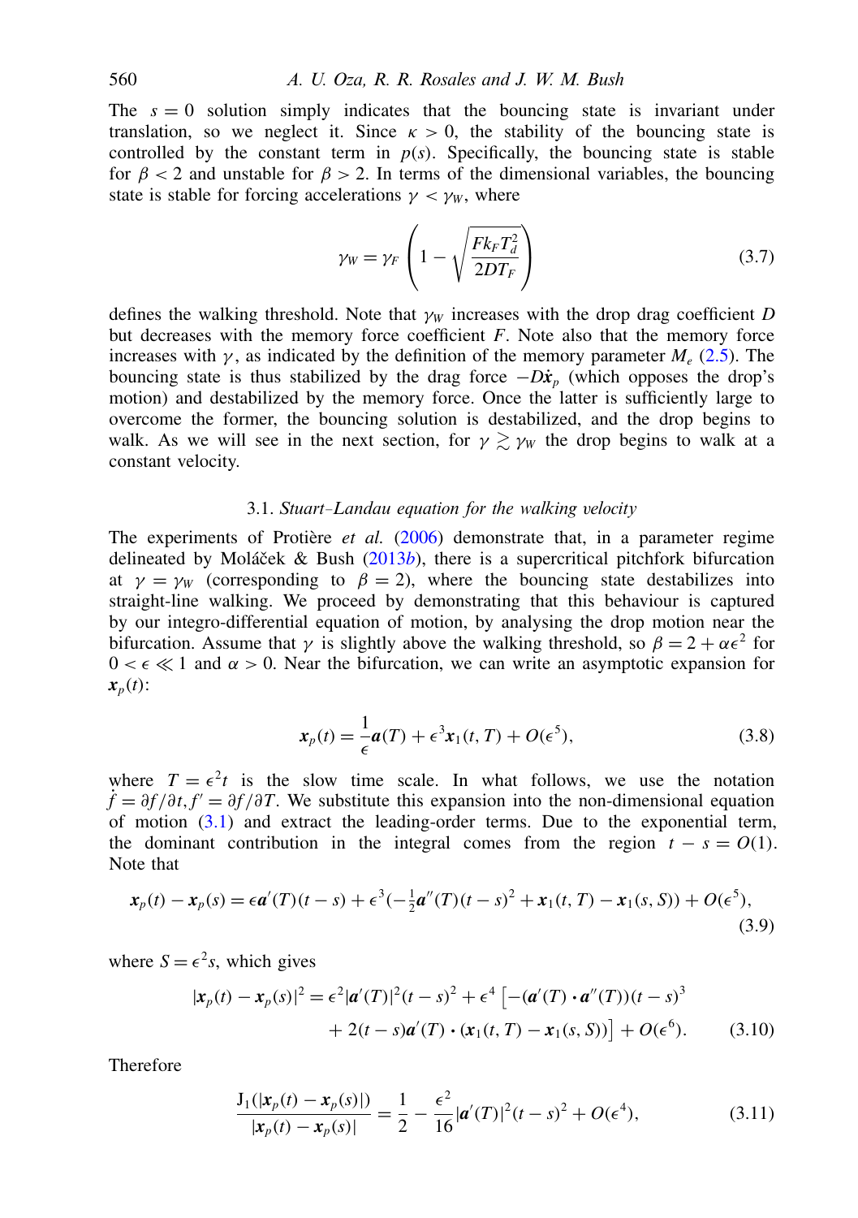The $s = 0$ solution simply indicates that the bouncing state is invariant under translation, so we neglect it. Since $\kappa > 0$, the stability of the bouncing state is controlled by the constant term in $p(s)$. Specifically, the bouncing state is stable for $\beta < 2$ and unstable for $\beta > 2$. In terms of the dimensional variables, the bouncing state is stable for forcing accelerations $\gamma < \gamma_W$, where

$$\gamma_W = \gamma_F \left(1 - \sqrt{\frac{F k_F T_d^2}{2 D T_F}}\right) \tag{3.7}$$

defines the walking threshold. Note that $\gamma_W$ increases with the drop drag coefficient $D$ but decreases with the memory force coefficient $F$. Note also that the memory force increases with $\gamma$, as indicated by the definition of the memory parameter $M_e$ (2.5). The bouncing state is thus stabilized by the drag force $-D\dot{\boldsymbol{x}}_p$ (which opposes the drop's motion) and destabilized by the memory force. Once the latter is sufficiently large to overcome the former, the bouncing solution is destabilized, and the drop begins to walk. As we will see in the next section, for $\gamma \gtrsim \gamma_W$ the drop begins to walk at a constant velocity.

### 3.1. *Stuart–Landau equation for the walking velocity*

The experiments of Protière *et al.* (2006) demonstrate that, in a parameter regime delineated by Moláček & Bush (2013*b*), there is a supercritical pitchfork bifurcation at $\gamma = \gamma_W$ (corresponding to $\beta = 2$), where the bouncing state destabilizes into straight-line walking. We proceed by demonstrating that this behaviour is captured by our integro-differential equation of motion, by analysing the drop motion near the bifurcation. Assume that $\gamma$ is slightly above the walking threshold, so $\beta = 2 + \alpha\epsilon^2$ for $0 < \epsilon \ll 1$ and $\alpha > 0$. Near the bifurcation, we can write an asymptotic expansion for $\boldsymbol{x}_p(t)$:

$$\boldsymbol{x}_p(t) = \frac{1}{\epsilon}\boldsymbol{a}(T) + \epsilon^3 \boldsymbol{x}_1(t, T) + O(\epsilon^5), \tag{3.8}$$

where $T = \epsilon^2 t$ is the slow time scale. In what follows, we use the notation $\dot{f} = \partial f/\partial t, f' = \partial f/\partial T$. We substitute this expansion into the non-dimensional equation of motion (3.1) and extract the leading-order terms. Due to the exponential term, the dominant contribution in the integral comes from the region $t - s = O(1)$. Note that

$$\boldsymbol{x}_p(t) - \boldsymbol{x}_p(s) = \epsilon \boldsymbol{a}'(T)(t-s) + \epsilon^3\left(-\tfrac{1}{2}\boldsymbol{a}''(T)(t-s)^2 + \boldsymbol{x}_1(t, T) - \boldsymbol{x}_1(s, S)\right) + O(\epsilon^5), \tag{3.9}$$

where $S = \epsilon^2 s$, which gives

$$|\boldsymbol{x}_p(t) - \boldsymbol{x}_p(s)|^2 = \epsilon^2 |\boldsymbol{a}'(T)|^2 (t-s)^2 + \epsilon^4 \left[-(\boldsymbol{a}'(T)\cdot\boldsymbol{a}''(T))(t-s)^3 + 2(t-s)\boldsymbol{a}'(T)\cdot(\boldsymbol{x}_1(t, T) - \boldsymbol{x}_1(s, S))\right] + O(\epsilon^6). \tag{3.10}$$

Therefore

$$\frac{\mathrm{J}_1(|\boldsymbol{x}_p(t) - \boldsymbol{x}_p(s)|)}{|\boldsymbol{x}_p(t) - \boldsymbol{x}_p(s)|} = \frac{1}{2} - \frac{\epsilon^2}{16}|\boldsymbol{a}'(T)|^2(t-s)^2 + O(\epsilon^4), \tag{3.11}$$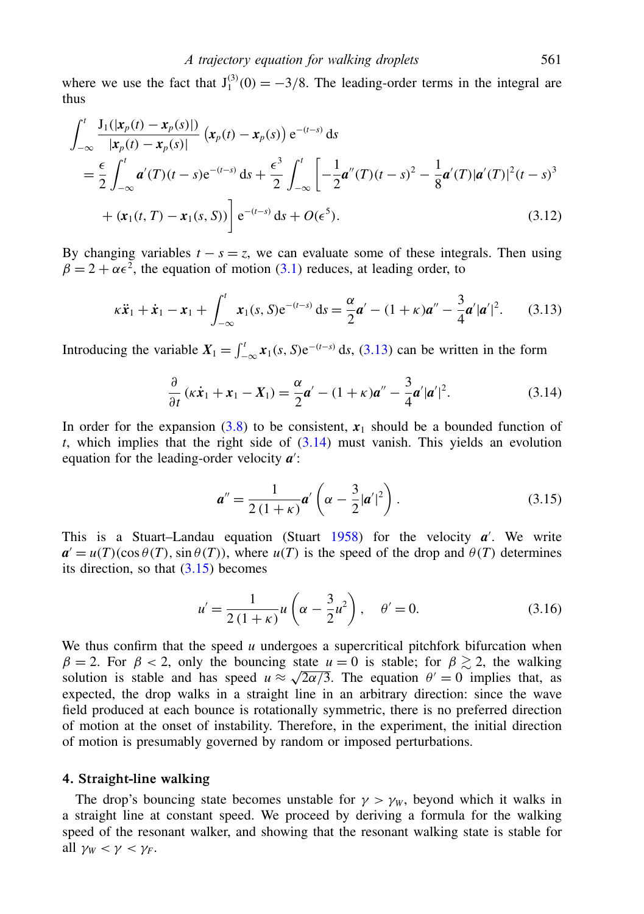where we use the fact that $\mathrm{J}_1^{(3)}(0) = -3/8$. The leading-order terms in the integral are thus

$$
\begin{aligned}
\int_{-\infty}^{t} & \frac{\mathrm{J}_1(|\boldsymbol{x}_p(t) - \boldsymbol{x}_p(s)|)}{|\boldsymbol{x}_p(t) - \boldsymbol{x}_p(s)|} \left(\boldsymbol{x}_p(t) - \boldsymbol{x}_p(s)\right) \mathrm{e}^{-(t-s)}\, \mathrm{d}s \\
&= \frac{\epsilon}{2} \int_{-\infty}^{t} \boldsymbol{a}'(T)(t-s)\mathrm{e}^{-(t-s)}\, \mathrm{d}s + \frac{\epsilon^3}{2} \int_{-\infty}^{t} \left[ -\frac{1}{2}\boldsymbol{a}''(T)(t-s)^2 - \frac{1}{8}\boldsymbol{a}'(T)|\boldsymbol{a}'(T)|^2 (t-s)^3 \right. \\
&\quad \left. + \left(\boldsymbol{x}_1(t, T) - \boldsymbol{x}_1(s, S)\right) \right] \mathrm{e}^{-(t-s)}\, \mathrm{d}s + O(\epsilon^5).
\end{aligned}
\tag{3.12}
$$

By changing variables $t - s = z$, we can evaluate some of these integrals. Then using $\beta = 2 + \alpha\epsilon^2$, the equation of motion (3.1) reduces, at leading order, to

$$
\kappa \ddot{\boldsymbol{x}}_1 + \dot{\boldsymbol{x}}_1 - \boldsymbol{x}_1 + \int_{-\infty}^{t} \boldsymbol{x}_1(s, S)\mathrm{e}^{-(t-s)}\, \mathrm{d}s = \frac{\alpha}{2}\boldsymbol{a}' - (1+\kappa)\boldsymbol{a}'' - \frac{3}{4}\boldsymbol{a}'|\boldsymbol{a}'|^2. \tag{3.13}
$$

Introducing the variable $\boldsymbol{X}_1 = \int_{-\infty}^{t} \boldsymbol{x}_1(s, S)\mathrm{e}^{-(t-s)}\, \mathrm{d}s$, (3.13) can be written in the form

$$
\frac{\partial}{\partial t}\left(\kappa \dot{\boldsymbol{x}}_1 + \boldsymbol{x}_1 - \boldsymbol{X}_1\right) = \frac{\alpha}{2}\boldsymbol{a}' - (1+\kappa)\boldsymbol{a}'' - \frac{3}{4}\boldsymbol{a}'|\boldsymbol{a}'|^2. \tag{3.14}
$$

In order for the expansion (3.8) to be consistent, $\boldsymbol{x}_1$ should be a bounded function of $t$, which implies that the right side of (3.14) must vanish. This yields an evolution equation for the leading-order velocity $\boldsymbol{a}'$:

$$
\boldsymbol{a}'' = \frac{1}{2(1+\kappa)}\boldsymbol{a}'\left(\alpha - \frac{3}{2}|\boldsymbol{a}'|^2\right). \tag{3.15}
$$

This is a Stuart–Landau equation (Stuart 1958) for the velocity $\boldsymbol{a}'$. We write $\boldsymbol{a}' = u(T)(\cos\theta(T), \sin\theta(T))$, where $u(T)$ is the speed of the drop and $\theta(T)$ determines its direction, so that (3.15) becomes

$$
u' = \frac{1}{2(1+\kappa)}u\left(\alpha - \frac{3}{2}u^2\right), \quad \theta' = 0. \tag{3.16}
$$

We thus confirm that the speed $u$ undergoes a supercritical pitchfork bifurcation when $\beta = 2$. For $\beta < 2$, only the bouncing state $u = 0$ is stable; for $\beta \gtrsim 2$, the walking solution is stable and has speed $u \approx \sqrt{2\alpha/3}$. The equation $\theta' = 0$ implies that, as expected, the drop walks in a straight line in an arbitrary direction: since the wave field produced at each bounce is rotationally symmetric, there is no preferred direction of motion at the onset of instability. Therefore, in the experiment, the initial direction of motion is presumably governed by random or imposed perturbations.

## 4. Straight-line walking

The drop's bouncing state becomes unstable for $\gamma > \gamma_W$, beyond which it walks in a straight line at constant speed. We proceed by deriving a formula for the walking speed of the resonant walker, and showing that the resonant walking state is stable for all $\gamma_W < \gamma < \gamma_F$.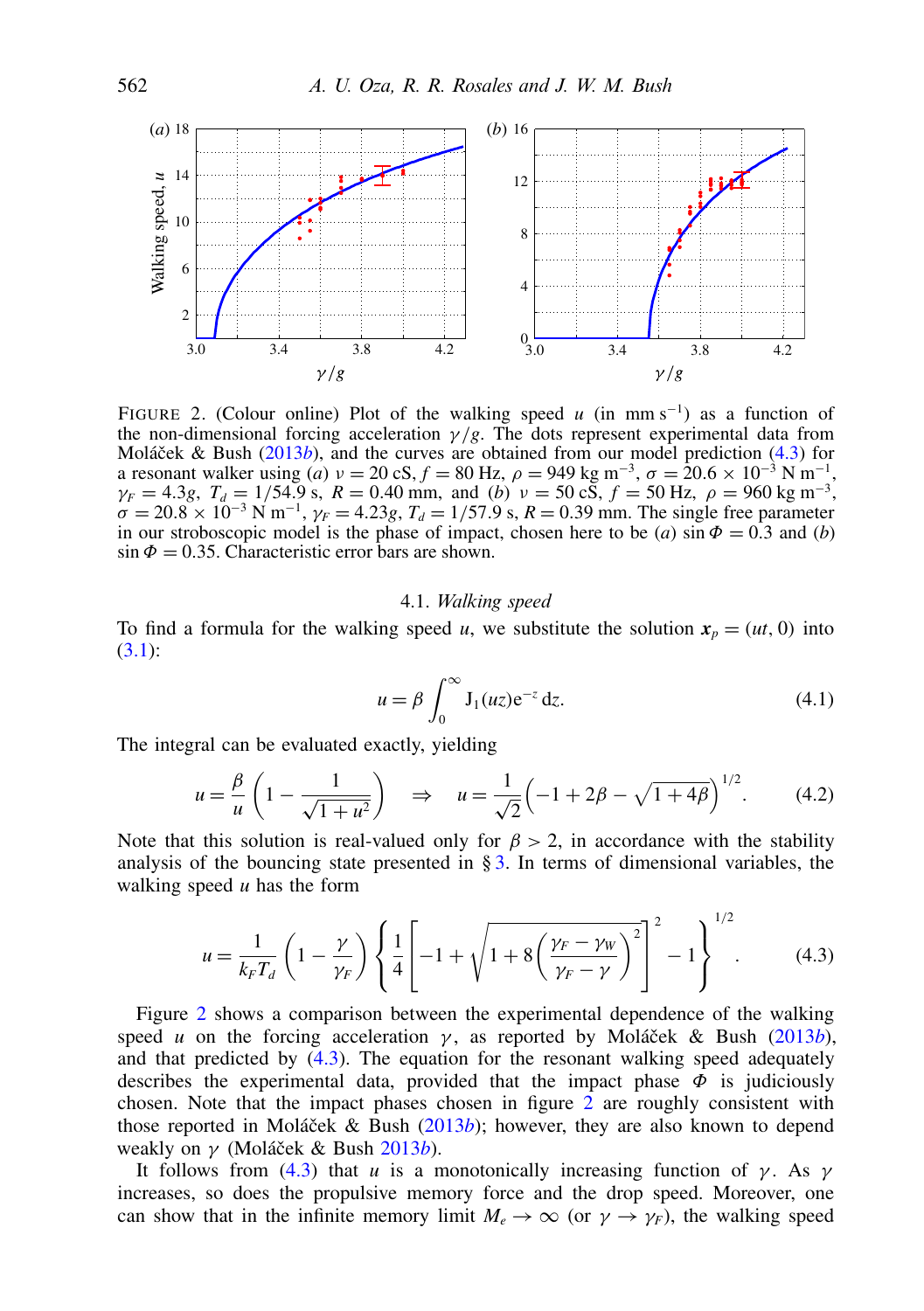FIGURE 2. (Colour online) Plot of the walking speed $u$ (in $\mathrm{mm\,s^{-1}}$) as a function of the non-dimensional forcing acceleration $\gamma/g$. The dots represent experimental data from Moláček & Bush (2013*b*), and the curves are obtained from our model prediction (4.3) for a resonant walker using (*a*) $\nu = 20$ cS, $f = 80$ Hz, $\rho = 949\ \mathrm{kg\,m^{-3}}$, $\sigma = 20.6 \times 10^{-3}\ \mathrm{N\,m^{-1}}$, $\gamma_F = 4.3g$, $T_d = 1/54.9$ s, $R = 0.40$ mm, and (*b*) $\nu = 50$ cS, $f = 50$ Hz, $\rho = 960\ \mathrm{kg\,m^{-3}}$, $\sigma = 20.8 \times 10^{-3}\ \mathrm{N\,m^{-1}}$, $\gamma_F = 4.23g$, $T_d = 1/57.9$ s, $R = 0.39$ mm. The single free parameter in our stroboscopic model is the phase of impact, chosen here to be (*a*) $\sin\Phi = 0.3$ and (*b*) $\sin\Phi = 0.35$. Characteristic error bars are shown.

### 4.1. *Walking speed*

To find a formula for the walking speed $u$, we substitute the solution $\boldsymbol{x}_p = (ut, 0)$ into (3.1):

$$u = \beta \int_0^\infty \mathrm{J}_1(uz)\mathrm{e}^{-z}\,\mathrm{d}z. \tag{4.1}$$

The integral can be evaluated exactly, yielding

$$u = \frac{\beta}{u}\left(1 - \frac{1}{\sqrt{1+u^2}}\right) \quad \Rightarrow \quad u = \frac{1}{\sqrt{2}}\left(-1 + 2\beta - \sqrt{1+4\beta}\right)^{1/2}. \tag{4.2}$$

Note that this solution is real-valued only for $\beta > 2$, in accordance with the stability analysis of the bouncing state presented in § 3. In terms of dimensional variables, the walking speed $u$ has the form

$$u = \frac{1}{k_F T_d}\left(1 - \frac{\gamma}{\gamma_F}\right)\left\{\frac{1}{4}\left[-1 + \sqrt{1 + 8\left(\frac{\gamma_F - \gamma_W}{\gamma_F - \gamma}\right)^2}\,\right]^2 - 1\right\}^{1/2}. \tag{4.3}$$

Figure 2 shows a comparison between the experimental dependence of the walking speed $u$ on the forcing acceleration $\gamma$, as reported by Moláček & Bush (2013*b*), and that predicted by (4.3). The equation for the resonant walking speed adequately describes the experimental data, provided that the impact phase $\Phi$ is judiciously chosen. Note that the impact phases chosen in figure 2 are roughly consistent with those reported in Moláček & Bush (2013*b*); however, they are also known to depend weakly on $\gamma$ (Moláček & Bush 2013*b*).

It follows from (4.3) that $u$ is a monotonically increasing function of $\gamma$. As $\gamma$ increases, so does the propulsive memory force and the drop speed. Moreover, one can show that in the infinite memory limit $M_e \to \infty$ (or $\gamma \to \gamma_F$), the walking speed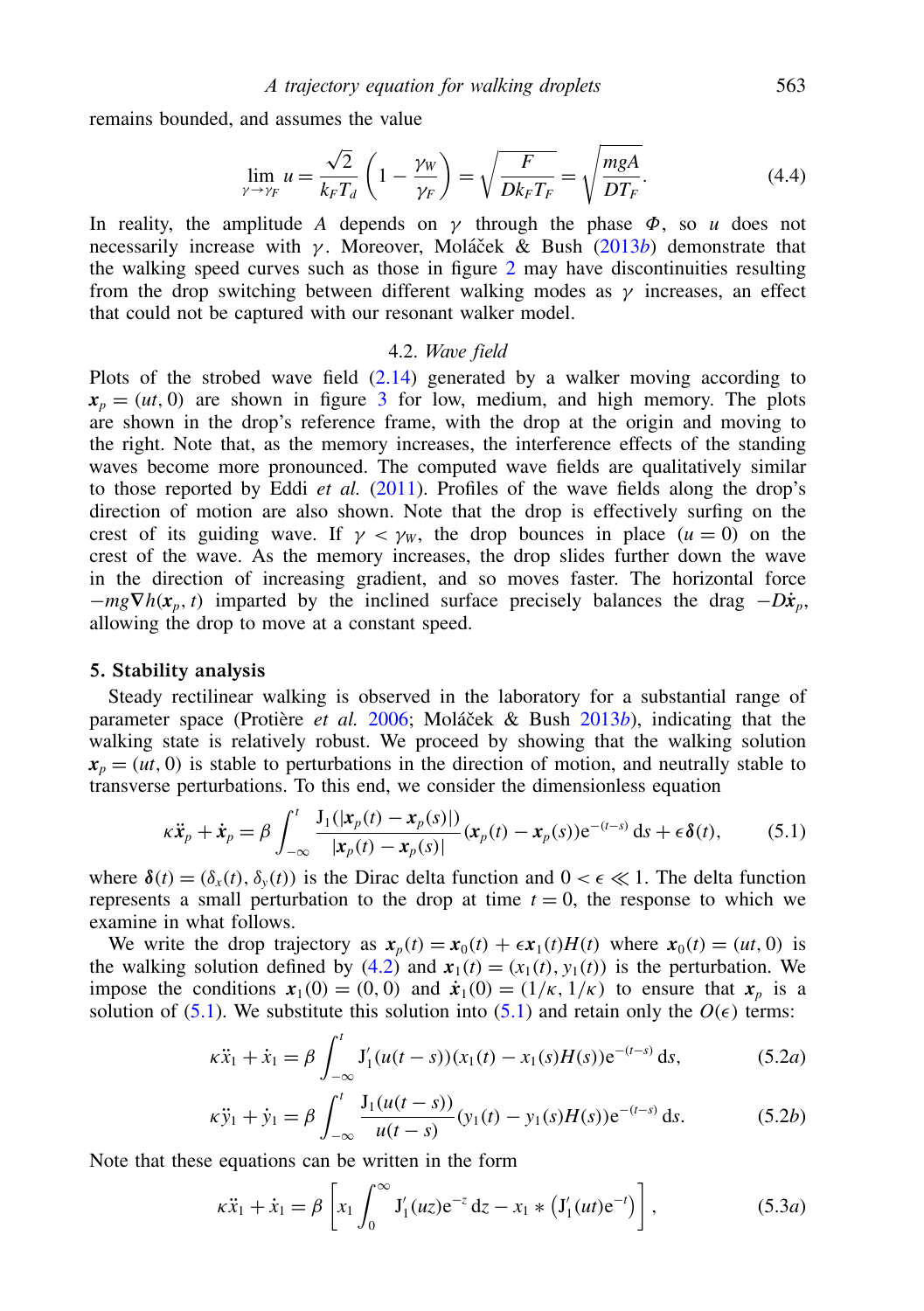remains bounded, and assumes the value

$$\lim_{\gamma \to \gamma_F} u = \frac{\sqrt{2}}{k_F T_d}\left(1 - \frac{\gamma_W}{\gamma_F}\right) = \sqrt{\frac{F}{D k_F T_F}} = \sqrt{\frac{mgA}{DT_F}}. \tag{4.4}$$

In reality, the amplitude $A$ depends on $\gamma$ through the phase $\Phi$, so $u$ does not necessarily increase with $\gamma$. Moreover, Moláček & Bush (2013*b*) demonstrate that the walking speed curves such as those in figure 2 may have discontinuities resulting from the drop switching between different walking modes as $\gamma$ increases, an effect that could not be captured with our resonant walker model.

### 4.2. *Wave field*

Plots of the strobed wave field (2.14) generated by a walker moving according to $\boldsymbol{x}_p = (ut, 0)$ are shown in figure 3 for low, medium, and high memory. The plots are shown in the drop's reference frame, with the drop at the origin and moving to the right. Note that, as the memory increases, the interference effects of the standing waves become more pronounced. The computed wave fields are qualitatively similar to those reported by Eddi *et al.* (2011). Profiles of the wave fields along the drop's direction of motion are also shown. Note that the drop is effectively surfing on the crest of its guiding wave. If $\gamma < \gamma_W$, the drop bounces in place ($u = 0$) on the crest of the wave. As the memory increases, the drop slides further down the wave in the direction of increasing gradient, and so moves faster. The horizontal force $-mg\nabla h(\boldsymbol{x}_p, t)$ imparted by the inclined surface precisely balances the drag $-D\dot{\boldsymbol{x}}_p$, allowing the drop to move at a constant speed.

## 5. Stability analysis

Steady rectilinear walking is observed in the laboratory for a substantial range of parameter space (Protière *et al.* 2006; Moláček & Bush 2013*b*), indicating that the walking state is relatively robust. We proceed by showing that the walking solution $\boldsymbol{x}_p = (ut, 0)$ is stable to perturbations in the direction of motion, and neutrally stable to transverse perturbations. To this end, we consider the dimensionless equation

$$\kappa \ddot{\boldsymbol{x}}_p + \dot{\boldsymbol{x}}_p = \beta \int_{-\infty}^{t} \frac{\mathrm{J}_1(|\boldsymbol{x}_p(t) - \boldsymbol{x}_p(s)|)}{|\boldsymbol{x}_p(t) - \boldsymbol{x}_p(s)|}(\boldsymbol{x}_p(t) - \boldsymbol{x}_p(s))\mathrm{e}^{-(t-s)}\,\mathrm{d}s + \epsilon \boldsymbol{\delta}(t), \tag{5.1}$$

where $\boldsymbol{\delta}(t) = (\delta_x(t), \delta_y(t))$ is the Dirac delta function and $0 < \epsilon \ll 1$. The delta function represents a small perturbation to the drop at time $t = 0$, the response to which we examine in what follows.

We write the drop trajectory as $\boldsymbol{x}_p(t) = \boldsymbol{x}_0(t) + \epsilon \boldsymbol{x}_1(t)H(t)$ where $\boldsymbol{x}_0(t) = (ut, 0)$ is the walking solution defined by (4.2) and $\boldsymbol{x}_1(t) = (x_1(t), y_1(t))$ is the perturbation. We impose the conditions $\boldsymbol{x}_1(0) = (0, 0)$ and $\dot{\boldsymbol{x}}_1(0) = (1/\kappa, 1/\kappa)$ to ensure that $\boldsymbol{x}_p$ is a solution of (5.1). We substitute this solution into (5.1) and retain only the $O(\epsilon)$ terms:

$$\kappa \ddot{x}_1 + \dot{x}_1 = \beta \int_{-\infty}^{t} \mathrm{J}_1'(u(t-s))(x_1(t) - x_1(s)H(s))\mathrm{e}^{-(t-s)}\,\mathrm{d}s, \tag{5.2a}$$

$$\kappa \ddot{y}_1 + \dot{y}_1 = \beta \int_{-\infty}^{t} \frac{\mathrm{J}_1(u(t-s))}{u(t-s)}(y_1(t) - y_1(s)H(s))\mathrm{e}^{-(t-s)}\,\mathrm{d}s. \tag{5.2b}$$

Note that these equations can be written in the form

$$\kappa \ddot{x}_1 + \dot{x}_1 = \beta \left[ x_1 \int_0^{\infty} \mathrm{J}_1'(uz)\mathrm{e}^{-z}\,\mathrm{d}z - x_1 * \left(\mathrm{J}_1'(ut)\mathrm{e}^{-t}\right)\right], \tag{5.3a}$$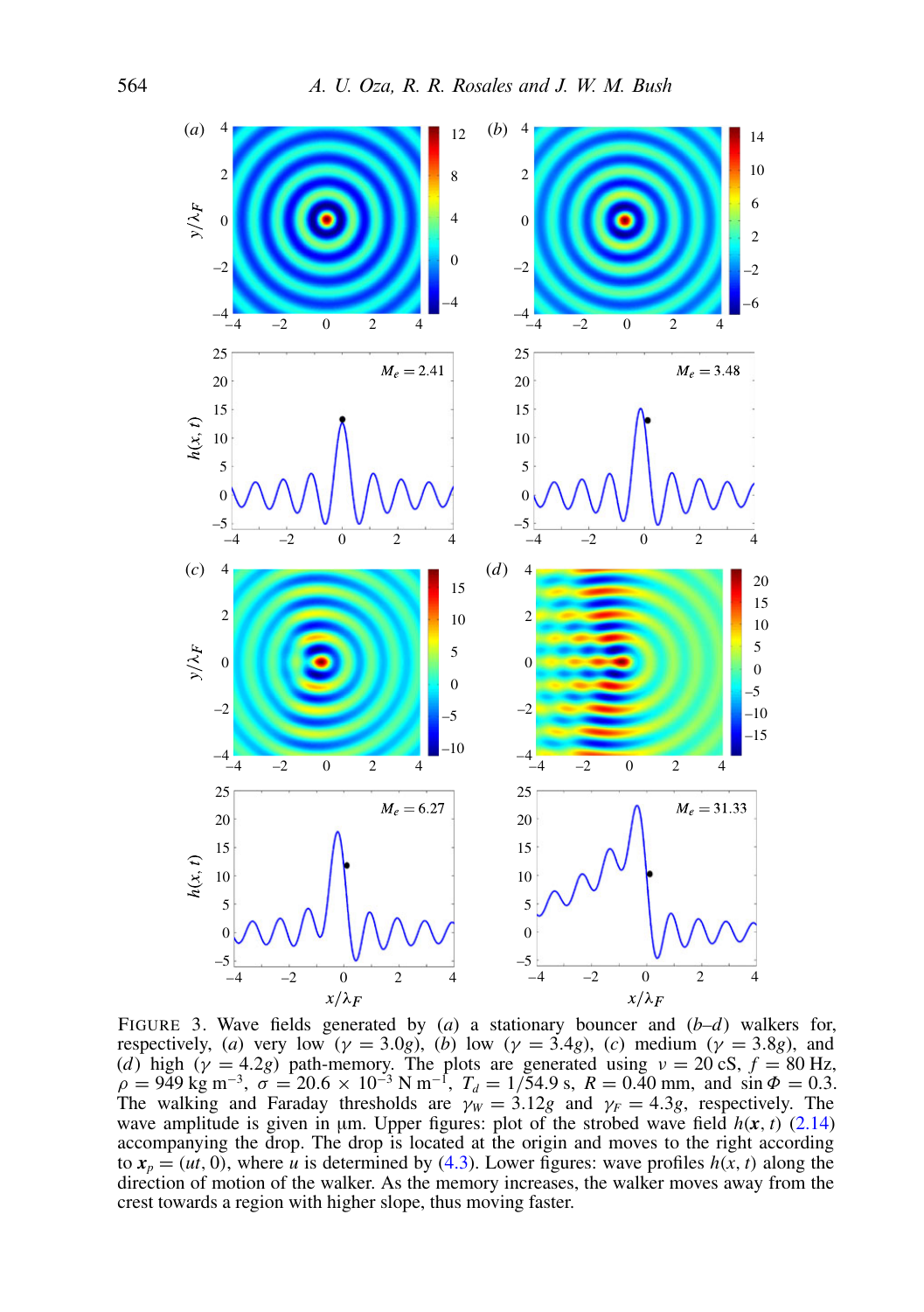FIGURE 3. Wave fields generated by (*a*) a stationary bouncer and (*b*–*d*) walkers for, respectively, (*a*) very low ($\gamma = 3.0g$), (*b*) low ($\gamma = 3.4g$), (*c*) medium ($\gamma = 3.8g$), and (*d*) high ($\gamma = 4.2g$) path-memory. The plots are generated using $\nu = 20$ cS, $f = 80$ Hz, $\rho = 949$ kg m$^{-3}$, $\sigma = 20.6 \times 10^{-3}$ N m$^{-1}$, $T_d = 1/54.9$ s, $R = 0.40$ mm, and $\sin \Phi = 0.3$. The walking and Faraday thresholds are $\gamma_W = 3.12g$ and $\gamma_F = 4.3g$, respectively. The wave amplitude is given in μm. Upper figures: plot of the strobed wave field $h(\boldsymbol{x}, t)$ (2.14) accompanying the drop. The drop is located at the origin and moves to the right according to $\boldsymbol{x}_p = (ut, 0)$, where $u$ is determined by (4.3). Lower figures: wave profiles $h(x, t)$ along the direction of motion of the walker. As the memory increases, the walker moves away from the crest towards a region with higher slope, thus moving faster.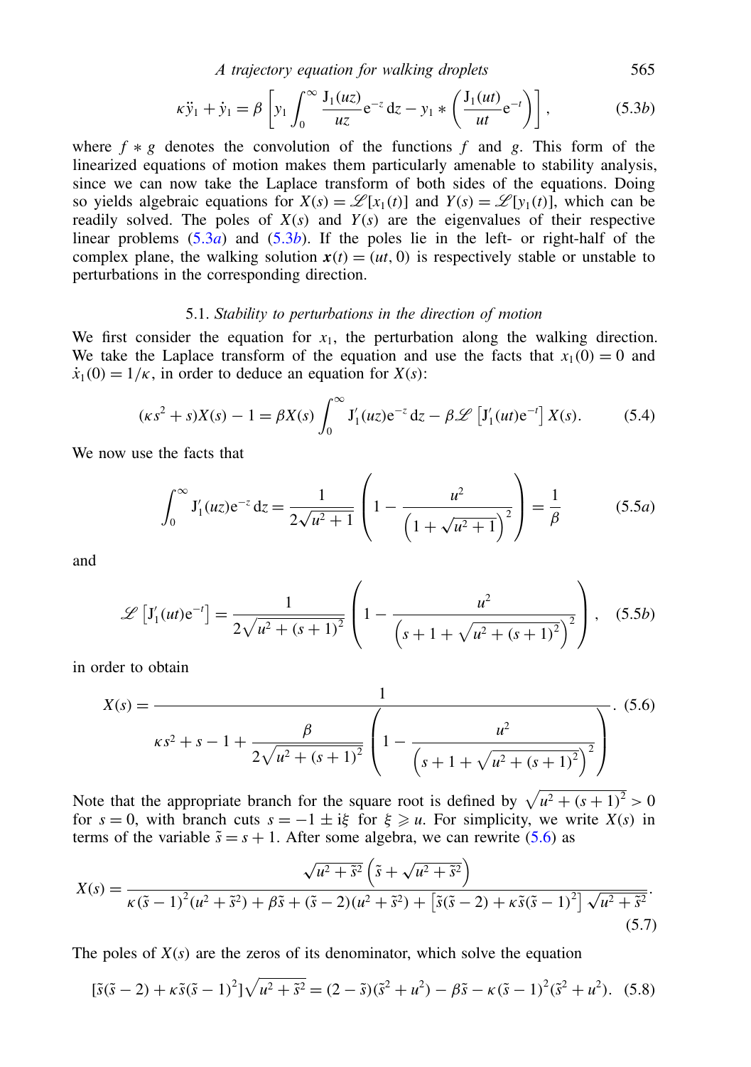$$\kappa \ddot{y}_1 + \dot{y}_1 = \beta \left[ y_1 \int_0^\infty \frac{\mathrm{J}_1(uz)}{uz} \mathrm{e}^{-z}\, \mathrm{d}z - y_1 * \left( \frac{\mathrm{J}_1(ut)}{ut} \mathrm{e}^{-t} \right) \right], \tag{5.3b}$$

where $f * g$ denotes the convolution of the functions $f$ and $g$. This form of the linearized equations of motion makes them particularly amenable to stability analysis, since we can now take the Laplace transform of both sides of the equations. Doing so yields algebraic equations for $X(s) = \mathscr{L}[x_1(t)]$ and $Y(s) = \mathscr{L}[y_1(t)]$, which can be readily solved. The poles of $X(s)$ and $Y(s)$ are the eigenvalues of their respective linear problems (5.3a) and (5.3b). If the poles lie in the left- or right-half of the complex plane, the walking solution $\boldsymbol{x}(t) = (ut, 0)$ is respectively stable or unstable to perturbations in the corresponding direction.

### 5.1. *Stability to perturbations in the direction of motion*

We first consider the equation for $x_1$, the perturbation along the walking direction. We take the Laplace transform of the equation and use the facts that $x_1(0) = 0$ and $\dot{x}_1(0) = 1/\kappa$, in order to deduce an equation for $X(s)$:

$$(\kappa s^2 + s)X(s) - 1 = \beta X(s) \int_0^\infty \mathrm{J}_1'(uz) \mathrm{e}^{-z}\, \mathrm{d}z - \beta \mathscr{L}\left[ \mathrm{J}_1'(ut)\mathrm{e}^{-t} \right] X(s). \tag{5.4}$$

We now use the facts that

$$\int_0^\infty \mathrm{J}_1'(uz)\mathrm{e}^{-z}\, \mathrm{d}z = \frac{1}{2\sqrt{u^2+1}} \left( 1 - \frac{u^2}{\left(1 + \sqrt{u^2+1}\right)^2} \right) = \frac{1}{\beta} \tag{5.5a}$$

and

$$\mathscr{L}\left[ \mathrm{J}_1'(ut)\mathrm{e}^{-t} \right] = \frac{1}{2\sqrt{u^2 + (s+1)^2}} \left( 1 - \frac{u^2}{\left( s + 1 + \sqrt{u^2 + (s+1)^2} \right)^2} \right), \tag{5.5b}$$

in order to obtain

$$X(s) = \frac{1}{\kappa s^2 + s - 1 + \dfrac{\beta}{2\sqrt{u^2 + (s+1)^2}} \left( 1 - \dfrac{u^2}{\left( s + 1 + \sqrt{u^2 + (s+1)^2} \right)^2} \right)}. \tag{5.6}$$

Note that the appropriate branch for the square root is defined by $\sqrt{u^2 + (s+1)^2} > 0$ for $s = 0$, with branch cuts $s = -1 \pm \mathrm{i}\xi$ for $\xi \geqslant u$. For simplicity, we write $X(s)$ in terms of the variable $\tilde{s} = s + 1$. After some algebra, we can rewrite (5.6) as

$$X(s) = \frac{\sqrt{u^2 + \tilde{s}^2}\left( \tilde{s} + \sqrt{u^2 + \tilde{s}^2} \right)}{\kappa(\tilde{s} - 1)^2(u^2 + \tilde{s}^2) + \beta\tilde{s} + (\tilde{s} - 2)(u^2 + \tilde{s}^2) + \left[ \tilde{s}(\tilde{s} - 2) + \kappa\tilde{s}(\tilde{s} - 1)^2 \right] \sqrt{u^2 + \tilde{s}^2}}. \tag{5.7}$$

The poles of $X(s)$ are the zeros of its denominator, which solve the equation

$$[\tilde{s}(\tilde{s} - 2) + \kappa\tilde{s}(\tilde{s} - 1)^2]\sqrt{u^2 + \tilde{s}^2} = (2 - \tilde{s})(\tilde{s}^2 + u^2) - \beta\tilde{s} - \kappa(\tilde{s} - 1)^2(\tilde{s}^2 + u^2). \tag{5.8}$$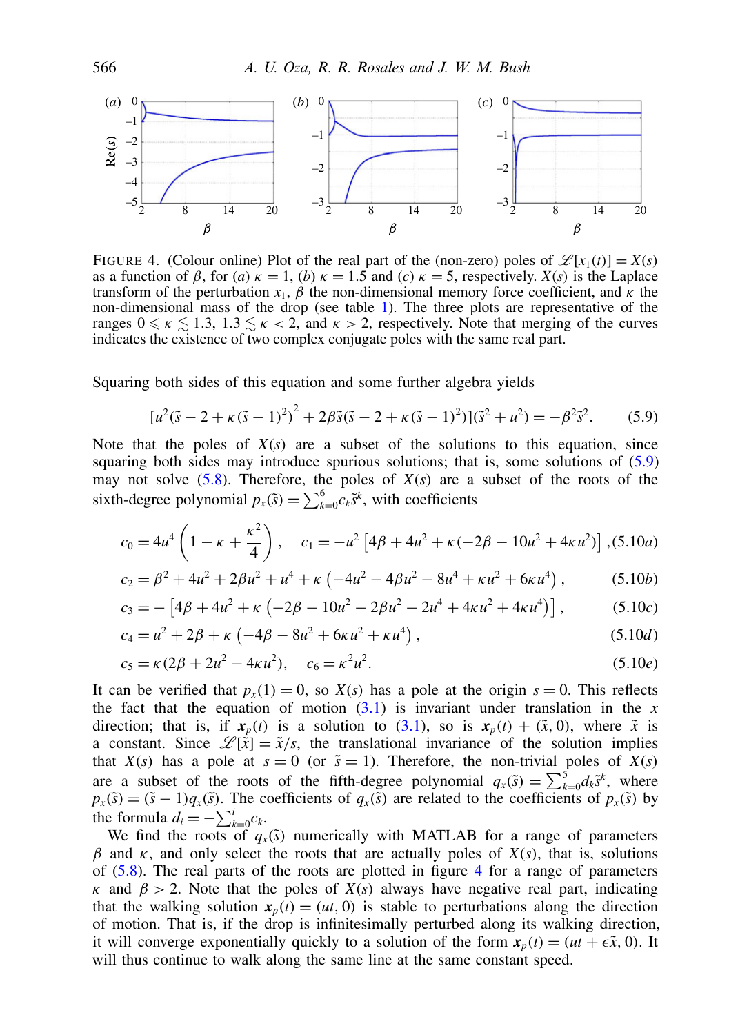FIGURE 4. (Colour online) Plot of the real part of the (non-zero) poles of $\mathscr{L}[x_1(t)] = X(s)$ as a function of $\beta$, for (*a*) $\kappa = 1$, (*b*) $\kappa = 1.5$ and (*c*) $\kappa = 5$, respectively. $X(s)$ is the Laplace transform of the perturbation $x_1$, $\beta$ the non-dimensional memory force coefficient, and $\kappa$ the non-dimensional mass of the drop (see table 1). The three plots are representative of the ranges $0 \leqslant \kappa \lesssim 1.3$, $1.3 \lesssim \kappa < 2$, and $\kappa > 2$, respectively. Note that merging of the curves indicates the existence of two complex conjugate poles with the same real part.

Squaring both sides of this equation and some further algebra yields

$$[u^2(\tilde{s} - 2 + \kappa(\tilde{s} - 1)^2)^2 + 2\beta\tilde{s}(\tilde{s} - 2 + \kappa(\tilde{s} - 1)^2)](\tilde{s}^2 + u^2) = -\beta^2\tilde{s}^2. \tag{5.9}$$

Note that the poles of $X(s)$ are a subset of the solutions to this equation, since squaring both sides may introduce spurious solutions; that is, some solutions of (5.9) may not solve (5.8). Therefore, the poles of $X(s)$ are a subset of the roots of the sixth-degree polynomial $p_x(\tilde{s}) = \sum_{k=0}^{6} c_k \tilde{s}^k$, with coefficients

$$c_0 = 4u^4\left(1 - \kappa + \frac{\kappa^2}{4}\right), \quad c_1 = -u^2\left[4\beta + 4u^2 + \kappa(-2\beta - 10u^2 + 4\kappa u^2)\right], \tag{5.10a}$$

$$c_2 = \beta^2 + 4u^2 + 2\beta u^2 + u^4 + \kappa\left(-4u^2 - 4\beta u^2 - 8u^4 + \kappa u^2 + 6\kappa u^4\right), \tag{5.10b}$$

$$c_3 = -\left[4\beta + 4u^2 + \kappa\left(-2\beta - 10u^2 - 2\beta u^2 - 2u^4 + 4\kappa u^2 + 4\kappa u^4\right)\right], \tag{5.10c}$$

$$c_4 = u^2 + 2\beta + \kappa\left(-4\beta - 8u^2 + 6\kappa u^2 + \kappa u^4\right), \tag{5.10d}$$

$$c_5 = \kappa(2\beta + 2u^2 - 4\kappa u^2), \quad c_6 = \kappa^2 u^2. \tag{5.10e}$$

It can be verified that $p_x(1) = 0$, so $X(s)$ has a pole at the origin $s = 0$. This reflects the fact that the equation of motion (3.1) is invariant under translation in the $x$ direction; that is, if $\boldsymbol{x}_p(t)$ is a solution to (3.1), so is $\boldsymbol{x}_p(t) + (\tilde{x}, 0)$, where $\tilde{x}$ is a constant. Since $\mathscr{L}[\tilde{x}] = \tilde{x}/s$, the translational invariance of the solution implies that $X(s)$ has a pole at $s = 0$ (or $\tilde{s} = 1$). Therefore, the non-trivial poles of $X(s)$ are a subset of the roots of the fifth-degree polynomial $q_x(\tilde{s}) = \sum_{k=0}^{5} d_k \tilde{s}^k$, where $p_x(\tilde{s}) = (\tilde{s} - 1)q_x(\tilde{s})$. The coefficients of $q_x(\tilde{s})$ are related to the coefficients of $p_x(\tilde{s})$ by the formula $d_i = -\sum_{k=0}^{i} c_k$.

We find the roots of $q_x(\tilde{s})$ numerically with MATLAB for a range of parameters $\beta$ and $\kappa$, and only select the roots that are actually poles of $X(s)$, that is, solutions of (5.8). The real parts of the roots are plotted in figure 4 for a range of parameters $\kappa$ and $\beta > 2$. Note that the poles of $X(s)$ always have negative real part, indicating that the walking solution $\boldsymbol{x}_p(t) = (ut, 0)$ is stable to perturbations along the direction of motion. That is, if the drop is infinitesimally perturbed along its walking direction, it will converge exponentially quickly to a solution of the form $\boldsymbol{x}_p(t) = (ut + \epsilon\tilde{x}, 0)$. It will thus continue to walk along the same line at the same constant speed.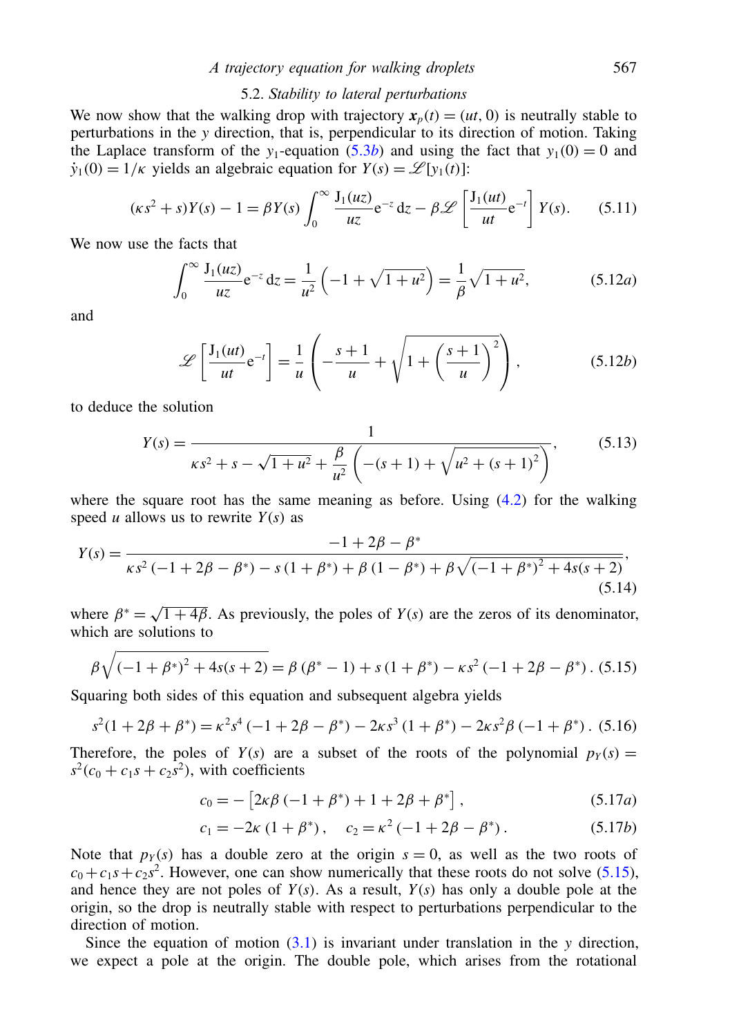### 5.2. *Stability to lateral perturbations*

We now show that the walking drop with trajectory $\boldsymbol{x}_p(t) = (ut, 0)$ is neutrally stable to perturbations in the $y$ direction, that is, perpendicular to its direction of motion. Taking the Laplace transform of the $y_1$-equation (5.3*b*) and using the fact that $y_1(0) = 0$ and $\dot{y}_1(0) = 1/\kappa$ yields an algebraic equation for $Y(s) = \mathscr{L}[y_1(t)]$:

$$(\kappa s^2 + s)Y(s) - 1 = \beta Y(s) \int_0^\infty \frac{\mathrm{J}_1(uz)}{uz} \mathrm{e}^{-z}\, \mathrm{d}z - \beta \mathscr{L}\left[\frac{\mathrm{J}_1(ut)}{ut}\mathrm{e}^{-t}\right] Y(s). \tag{5.11}$$

We now use the facts that

$$\int_0^\infty \frac{\mathrm{J}_1(uz)}{uz}\mathrm{e}^{-z}\,\mathrm{d}z = \frac{1}{u^2}\left(-1 + \sqrt{1+u^2}\right) = \frac{1}{\beta}\sqrt{1+u^2}, \tag{5.12a}$$

and

$$\mathscr{L}\left[\frac{\mathrm{J}_1(ut)}{ut}\mathrm{e}^{-t}\right] = \frac{1}{u}\left(-\frac{s+1}{u} + \sqrt{1 + \left(\frac{s+1}{u}\right)^2}\right), \tag{5.12b}$$

to deduce the solution

$$Y(s) = \frac{1}{\kappa s^2 + s - \sqrt{1+u^2} + \dfrac{\beta}{u^2}\left(-(s+1) + \sqrt{u^2 + (s+1)^2}\right)}, \tag{5.13}$$

where the square root has the same meaning as before. Using (4.2) for the walking speed $u$ allows us to rewrite $Y(s)$ as

$$Y(s) = \frac{-1 + 2\beta - \beta^*}{\kappa s^2(-1 + 2\beta - \beta^*) - s(1+\beta^*) + \beta(1-\beta^*) + \beta\sqrt{(-1+\beta^*)^2 + 4s(s+2)}}, \tag{5.14}$$

where $\beta^* = \sqrt{1+4\beta}$. As previously, the poles of $Y(s)$ are the zeros of its denominator, which are solutions to

$$\beta\sqrt{(-1+\beta^*)^2 + 4s(s+2)} = \beta(\beta^* - 1) + s(1+\beta^*) - \kappa s^2(-1 + 2\beta - \beta^*). \tag{5.15}$$

Squaring both sides of this equation and subsequent algebra yields

$$s^2(1 + 2\beta + \beta^*) = \kappa^2 s^4(-1 + 2\beta - \beta^*) - 2\kappa s^3(1+\beta^*) - 2\kappa s^2 \beta(-1+\beta^*). \tag{5.16}$$

Therefore, the poles of $Y(s)$ are a subset of the roots of the polynomial $p_Y(s) = s^2(c_0 + c_1 s + c_2 s^2)$, with coefficients

$$c_0 = -\left[2\kappa\beta(-1+\beta^*) + 1 + 2\beta + \beta^*\right], \tag{5.17a}$$

$$c_1 = -2\kappa(1+\beta^*), \quad c_2 = \kappa^2(-1 + 2\beta - \beta^*). \tag{5.17b}$$

Note that $p_Y(s)$ has a double zero at the origin $s = 0$, as well as the two roots of $c_0 + c_1 s + c_2 s^2$. However, one can show numerically that these roots do not solve (5.15), and hence they are not poles of $Y(s)$. As a result, $Y(s)$ has only a double pole at the origin, so the drop is neutrally stable with respect to perturbations perpendicular to the direction of motion.

Since the equation of motion (3.1) is invariant under translation in the $y$ direction, we expect a pole at the origin. The double pole, which arises from the rotational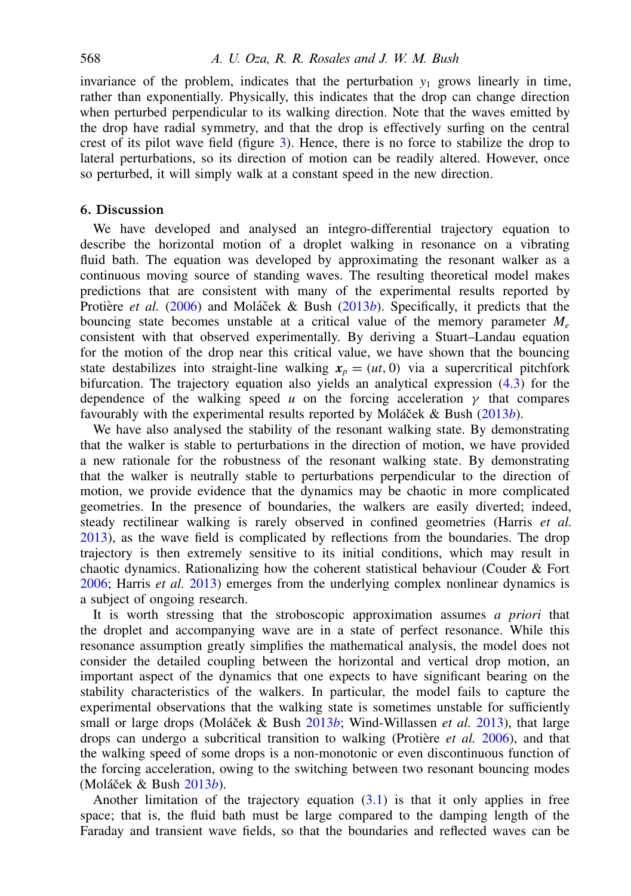invariance of the problem, indicates that the perturbation $y_1$ grows linearly in time, rather than exponentially. Physically, this indicates that the drop can change direction when perturbed perpendicular to its walking direction. Note that the waves emitted by the drop have radial symmetry, and that the drop is effectively surfing on the central crest of its pilot wave field (figure 3). Hence, there is no force to stabilize the drop to lateral perturbations, so its direction of motion can be readily altered. However, once so perturbed, it will simply walk at a constant speed in the new direction.

## 6. Discussion

We have developed and analysed an integro-differential trajectory equation to describe the horizontal motion of a droplet walking in resonance on a vibrating fluid bath. The equation was developed by approximating the resonant walker as a continuous moving source of standing waves. The resulting theoretical model makes predictions that are consistent with many of the experimental results reported by Protière *et al.* (2006) and Moláček & Bush (2013*b*). Specifically, it predicts that the bouncing state becomes unstable at a critical value of the memory parameter $M_e$ consistent with that observed experimentally. By deriving a Stuart–Landau equation for the motion of the drop near this critical value, we have shown that the bouncing state destabilizes into straight-line walking $\boldsymbol{x}_p = (ut, 0)$ via a supercritical pitchfork bifurcation. The trajectory equation also yields an analytical expression (4.3) for the dependence of the walking speed $u$ on the forcing acceleration $\gamma$ that compares favourably with the experimental results reported by Moláček & Bush (2013*b*).

We have also analysed the stability of the resonant walking state. By demonstrating that the walker is stable to perturbations in the direction of motion, we have provided a new rationale for the robustness of the resonant walking state. By demonstrating that the walker is neutrally stable to perturbations perpendicular to the direction of motion, we provide evidence that the dynamics may be chaotic in more complicated geometries. In the presence of boundaries, the walkers are easily diverted; indeed, steady rectilinear walking is rarely observed in confined geometries (Harris *et al.* 2013), as the wave field is complicated by reflections from the boundaries. The drop trajectory is then extremely sensitive to its initial conditions, which may result in chaotic dynamics. Rationalizing how the coherent statistical behaviour (Couder & Fort 2006; Harris *et al.* 2013) emerges from the underlying complex nonlinear dynamics is a subject of ongoing research.

It is worth stressing that the stroboscopic approximation assumes *a priori* that the droplet and accompanying wave are in a state of perfect resonance. While this resonance assumption greatly simplifies the mathematical analysis, the model does not consider the detailed coupling between the horizontal and vertical drop motion, an important aspect of the dynamics that one expects to have significant bearing on the stability characteristics of the walkers. In particular, the model fails to capture the experimental observations that the walking state is sometimes unstable for sufficiently small or large drops (Moláček & Bush 2013*b*; Wind-Willassen *et al.* 2013), that large drops can undergo a subcritical transition to walking (Protière *et al.* 2006), and that the walking speed of some drops is a non-monotonic or even discontinuous function of the forcing acceleration, owing to the switching between two resonant bouncing modes (Moláček & Bush 2013*b*).

Another limitation of the trajectory equation (3.1) is that it only applies in free space; that is, the fluid bath must be large compared to the damping length of the Faraday and transient wave fields, so that the boundaries and reflected waves can be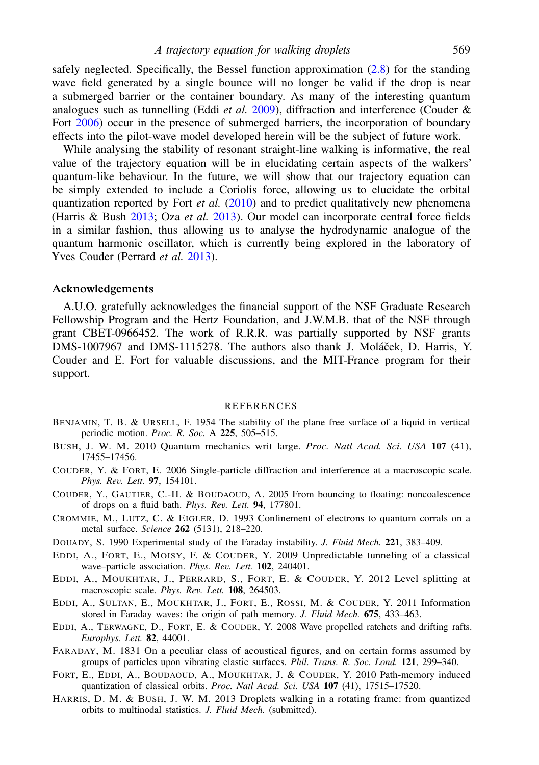safely neglected. Specifically, the Bessel function approximation (2.8) for the standing wave field generated by a single bounce will no longer be valid if the drop is near a submerged barrier or the container boundary. As many of the interesting quantum analogues such as tunnelling (Eddi *et al.* 2009), diffraction and interference (Couder & Fort 2006) occur in the presence of submerged barriers, the incorporation of boundary effects into the pilot-wave model developed herein will be the subject of future work.

While analysing the stability of resonant straight-line walking is informative, the real value of the trajectory equation will be in elucidating certain aspects of the walkers' quantum-like behaviour. In the future, we will show that our trajectory equation can be simply extended to include a Coriolis force, allowing us to elucidate the orbital quantization reported by Fort *et al.* (2010) and to predict qualitatively new phenomena (Harris & Bush 2013; Oza *et al.* 2013). Our model can incorporate central force fields in a similar fashion, thus allowing us to analyse the hydrodynamic analogue of the quantum harmonic oscillator, which is currently being explored in the laboratory of Yves Couder (Perrard *et al.* 2013).

## Acknowledgements

A.U.O. gratefully acknowledges the financial support of the NSF Graduate Research Fellowship Program and the Hertz Foundation, and J.W.M.B. that of the NSF through grant CBET-0966452. The work of R.R.R. was partially supported by NSF grants DMS-1007967 and DMS-1115278. The authors also thank J. Moláček, D. Harris, Y. Couder and E. Fort for valuable discussions, and the MIT-France program for their support.

## REFERENCES

Benjamin, T. B. & Ursell, F. 1954 The stability of the plane free surface of a liquid in vertical periodic motion. *Proc. R. Soc.* A **225**, 505–515.

Bush, J. W. M. 2010 Quantum mechanics writ large. *Proc. Natl Acad. Sci. USA* **107** (41), 17455–17456.

Couder, Y. & Fort, E. 2006 Single-particle diffraction and interference at a macroscopic scale. *Phys. Rev. Lett.* **97**, 154101.

Couder, Y., Gautier, C.-H. & Boudaoud, A. 2005 From bouncing to floating: noncoalescence of drops on a fluid bath. *Phys. Rev. Lett.* **94**, 177801.

Crommie, M., Lutz, C. & Eigler, D. 1993 Confinement of electrons to quantum corrals on a metal surface. *Science* **262** (5131), 218–220.

Douady, S. 1990 Experimental study of the Faraday instability. *J. Fluid Mech.* **221**, 383–409.

Eddi, A., Fort, E., Moisy, F. & Couder, Y. 2009 Unpredictable tunneling of a classical wave–particle association. *Phys. Rev. Lett.* **102**, 240401.

Eddi, A., Moukhtar, J., Perrard, S., Fort, E. & Couder, Y. 2012 Level splitting at macroscopic scale. *Phys. Rev. Lett.* **108**, 264503.

Eddi, A., Sultan, E., Moukhtar, J., Fort, E., Rossi, M. & Couder, Y. 2011 Information stored in Faraday waves: the origin of path memory. *J. Fluid Mech.* **675**, 433–463.

Eddi, A., Terwagne, D., Fort, E. & Couder, Y. 2008 Wave propelled ratchets and drifting rafts. *Europhys. Lett.* **82**, 44001.

Faraday, M. 1831 On a peculiar class of acoustical figures, and on certain forms assumed by groups of particles upon vibrating elastic surfaces. *Phil. Trans. R. Soc. Lond.* **121**, 299–340.

Fort, E., Eddi, A., Boudaoud, A., Moukhtar, J. & Couder, Y. 2010 Path-memory induced quantization of classical orbits. *Proc. Natl Acad. Sci. USA* **107** (41), 17515–17520.

Harris, D. M. & Bush, J. W. M. 2013 Droplets walking in a rotating frame: from quantized orbits to multinodal statistics. *J. Fluid Mech.* (submitted).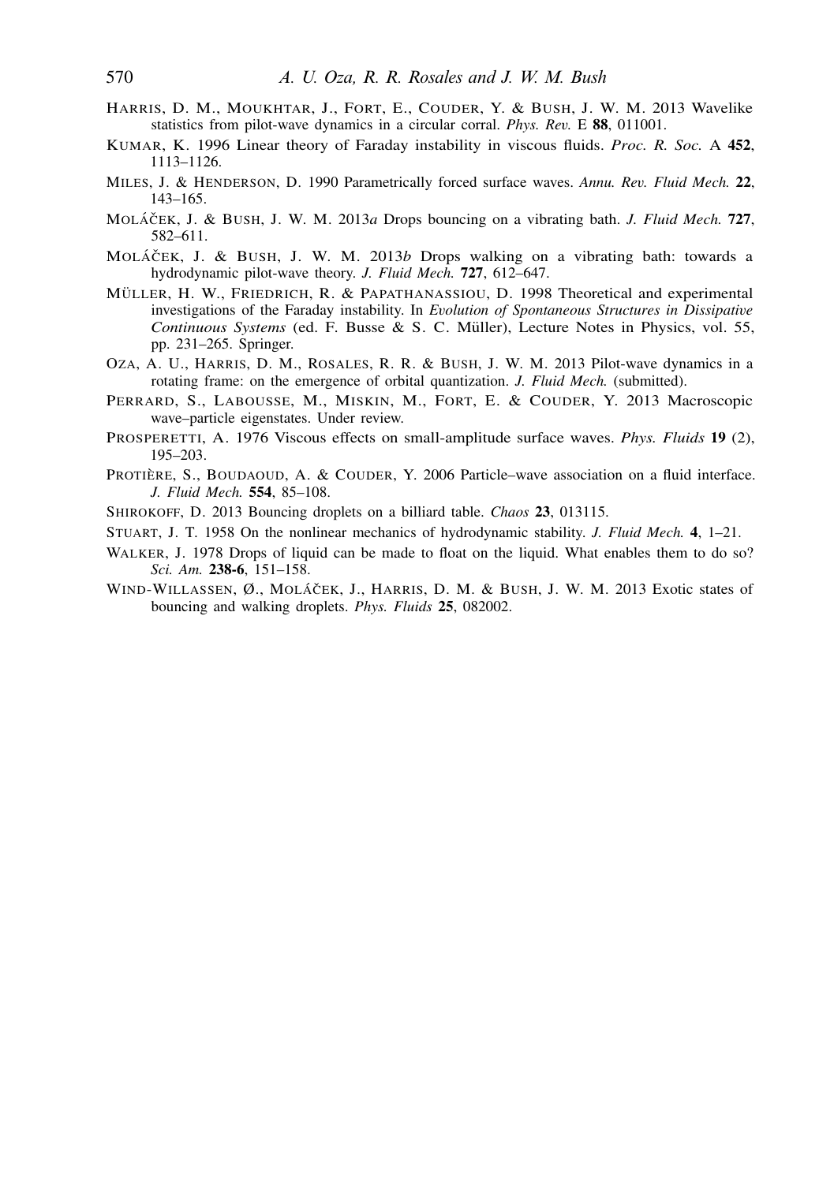Harris, D. M., Moukhtar, J., Fort, E., Couder, Y. & Bush, J. W. M. 2013 Wavelike statistics from pilot-wave dynamics in a circular corral. *Phys. Rev.* E **88**, 011001.

Kumar, K. 1996 Linear theory of Faraday instability in viscous fluids. *Proc. R. Soc.* A **452**, 1113–1126.

Miles, J. & Henderson, D. 1990 Parametrically forced surface waves. *Annu. Rev. Fluid Mech.* **22**, 143–165.

Moláček, J. & Bush, J. W. M. 2013*a* Drops bouncing on a vibrating bath. *J. Fluid Mech.* **727**, 582–611.

Moláček, J. & Bush, J. W. M. 2013*b* Drops walking on a vibrating bath: towards a hydrodynamic pilot-wave theory. *J. Fluid Mech.* **727**, 612–647.

Müller, H. W., Friedrich, R. & Papathanassiou, D. 1998 Theoretical and experimental investigations of the Faraday instability. In *Evolution of Spontaneous Structures in Dissipative Continuous Systems* (ed. F. Busse & S. C. Müller), Lecture Notes in Physics, vol. 55, pp. 231–265. Springer.

Oza, A. U., Harris, D. M., Rosales, R. R. & Bush, J. W. M. 2013 Pilot-wave dynamics in a rotating frame: on the emergence of orbital quantization. *J. Fluid Mech.* (submitted).

Perrard, S., Labousse, M., Miskin, M., Fort, E. & Couder, Y. 2013 Macroscopic wave–particle eigenstates. Under review.

Prosperetti, A. 1976 Viscous effects on small-amplitude surface waves. *Phys. Fluids* **19** (2), 195–203.

Protière, S., Boudaoud, A. & Couder, Y. 2006 Particle–wave association on a fluid interface. *J. Fluid Mech.* **554**, 85–108.

Shirokoff, D. 2013 Bouncing droplets on a billiard table. *Chaos* **23**, 013115.

Stuart, J. T. 1958 On the nonlinear mechanics of hydrodynamic stability. *J. Fluid Mech.* **4**, 1–21.

Walker, J. 1978 Drops of liquid can be made to float on the liquid. What enables them to do so? *Sci. Am.* **238-6**, 151–158.

Wind-Willassen, Ø., Moláček, J., Harris, D. M. & Bush, J. W. M. 2013 Exotic states of bouncing and walking droplets. *Phys. Fluids* **25**, 082002.